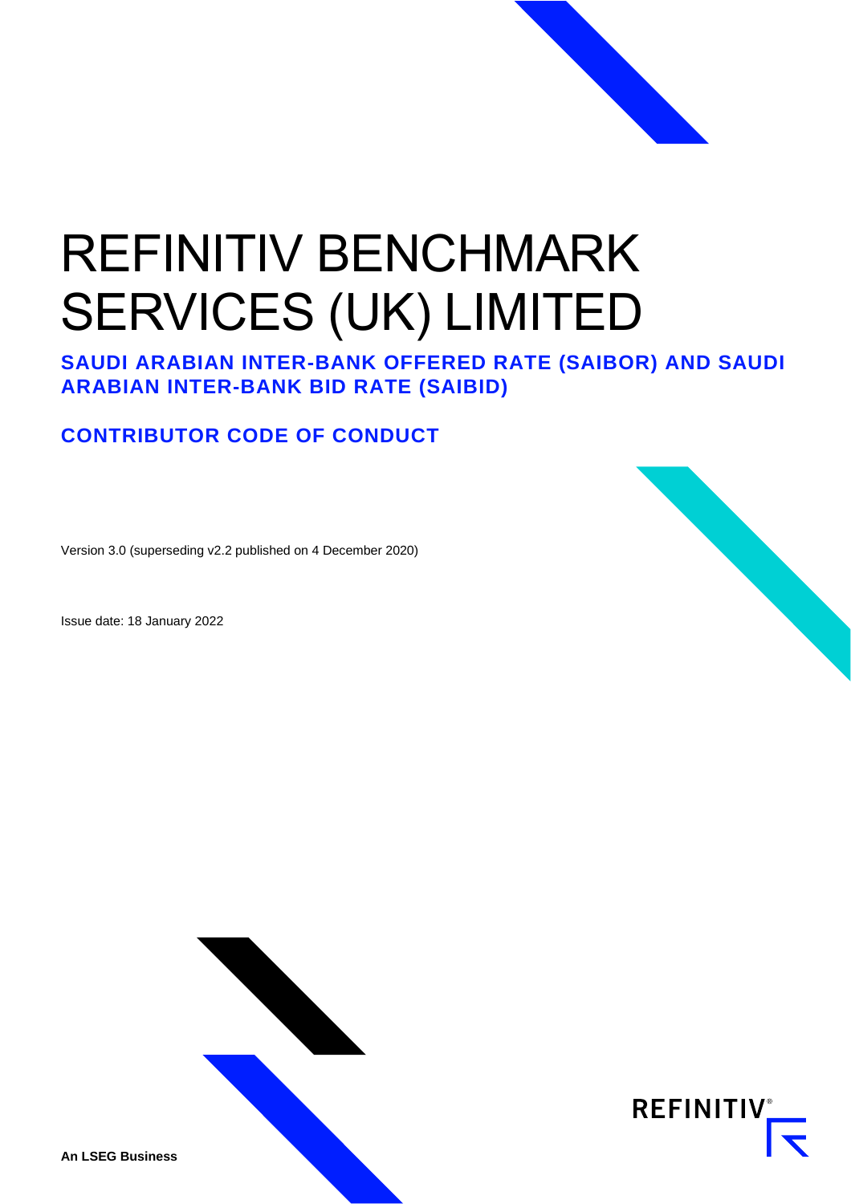# REFINITIV BENCHMARK SERVICES (UK) LIMITED

## SAUDI ARABIAN INTER-BANK OFFERED RATE (SAIBOR) AND SAUDI ARABIAN INTER-BANK BID RATE (SAIBID)

## CONTRIBUTOR CODE OF CONDUCT

Version 3.0 (superseding v2.2 published on 4 December 2020)

Issue date: 18 January 2022

REFINITIV

**An LSEG Business**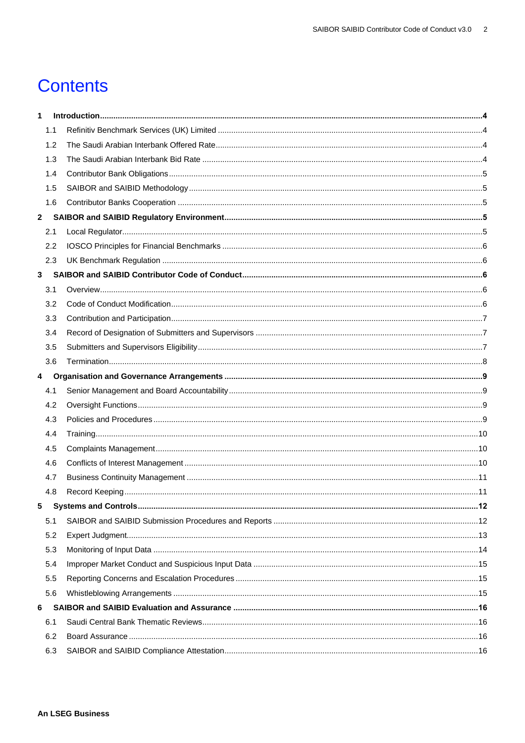# Contents

**1 Introduction ... 4**

- 1.1 Refinitiv Benchmark Services (UK) Limited ... 4
- 1.2 The Saudi Arabian Interbank Offered Rate ... 4
- 1.3 The Saudi Arabian Interbank Bid Rate ... 4
- 1.4 Contributor Bank Obligations ... 5
- 1.5 SAIBOR and SAIBID Methodology ... 5
- 1.6 Contributor Banks Cooperation ... 5

**2 SAIBOR and SAIBID Regulatory Environment ... 5**

- 2.1 Local Regulator ... 5
- 2.2 IOSCO Principles for Financial Benchmarks ... 6
- 2.3 UK Benchmark Regulation ... 6

**3 SAIBOR and SAIBID Contributor Code of Conduct ... 6**

- 3.1 Overview ... 6
- 3.2 Code of Conduct Modification ... 6
- 3.3 Contribution and Participation ... 7
- 3.4 Record of Designation of Submitters and Supervisors ... 7
- 3.5 Submitters and Supervisors Eligibility ... 7
- 3.6 Termination ... 8

**4 Organisation and Governance Arrangements ... 9**

- 4.1 Senior Management and Board Accountability ... 9
- 4.2 Oversight Functions ... 9
- 4.3 Policies and Procedures ... 9
- 4.4 Training ... 10
- 4.5 Complaints Management ... 10
- 4.6 Conflicts of Interest Management ... 10
- 4.7 Business Continuity Management ... 11
- 4.8 Record Keeping ... 11

**5 Systems and Controls ... 12**

- 5.1 SAIBOR and SAIBID Submission Procedures and Reports ... 12
- 5.2 Expert Judgment ... 13
- 5.3 Monitoring of Input Data ... 14
- 5.4 Improper Market Conduct and Suspicious Input Data ... 15
- 5.5 Reporting Concerns and Escalation Procedures ... 15
- 5.6 Whistleblowing Arrangements ... 15

**6 SAIBOR and SAIBID Evaluation and Assurance ... 16**

- 6.1 Saudi Central Bank Thematic Reviews ... 16
- 6.2 Board Assurance ... 16
- 6.3 SAIBOR and SAIBID Compliance Attestation ... 16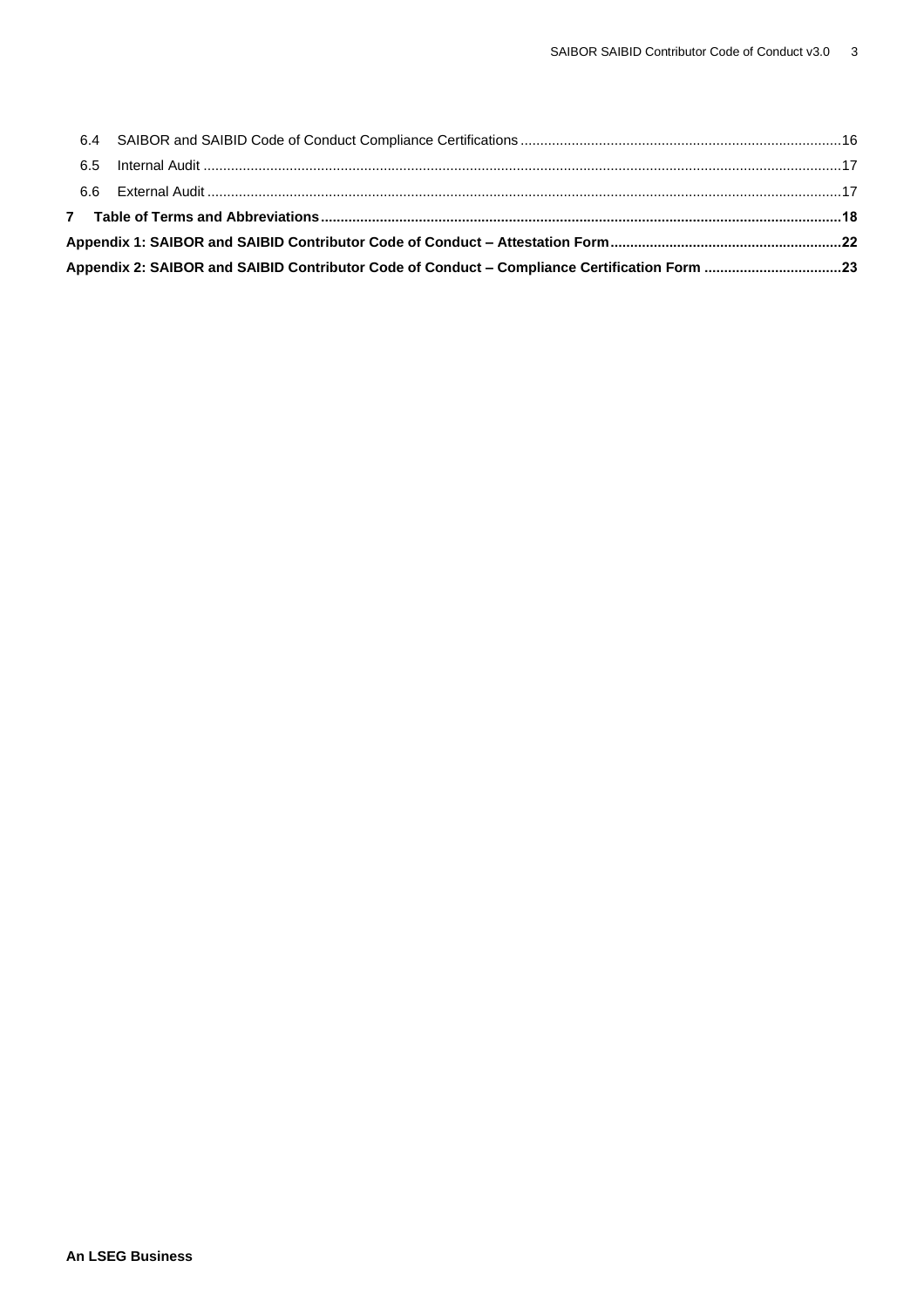6.4 SAIBOR and SAIBID Code of Conduct Compliance Certifications .....16

6.5 Internal Audit .....17

6.6 External Audit .....17

**7 Table of Terms and Abbreviations .....18**

**Appendix 1: SAIBOR and SAIBID Contributor Code of Conduct – Attestation Form .....22**

**Appendix 2: SAIBOR and SAIBID Contributor Code of Conduct – Compliance Certification Form .....23**

**An LSEG Business**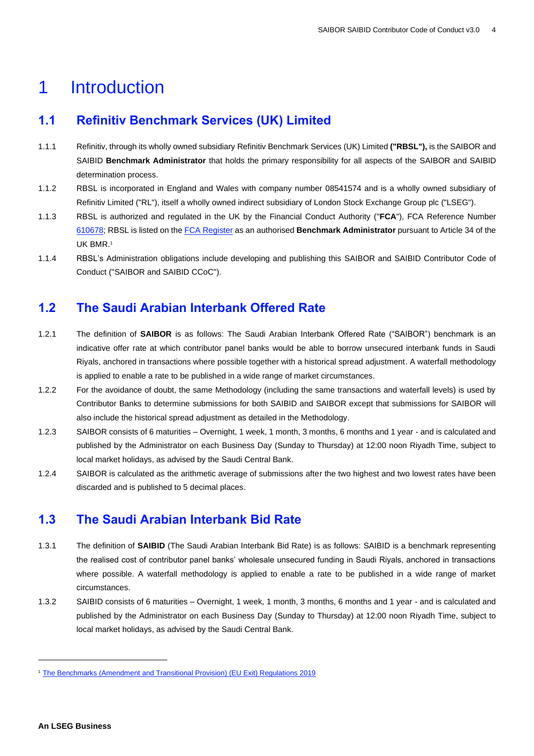# 1 Introduction

## 1.1 Refinitiv Benchmark Services (UK) Limited

1.1.1 Refinitiv, through its wholly owned subsidiary Refinitiv Benchmark Services (UK) Limited **("RBSL"),** is the SAIBOR and SAIBID **Benchmark Administrator** that holds the primary responsibility for all aspects of the SAIBOR and SAIBID determination process.

1.1.2 RBSL is incorporated in England and Wales with company number 08541574 and is a wholly owned subsidiary of Refinitiv Limited ("RL"), itself a wholly owned indirect subsidiary of London Stock Exchange Group plc ("LSEG").

1.1.3 RBSL is authorized and regulated in the UK by the Financial Conduct Authority ("**FCA**"), FCA Reference Number 610678; RBSL is listed on the FCA Register as an authorised **Benchmark Administrator** pursuant to Article 34 of the UK BMR.[1]

1.1.4 RBSL's Administration obligations include developing and publishing this SAIBOR and SAIBID Contributor Code of Conduct ("SAIBOR and SAIBID CCoC").

## 1.2 The Saudi Arabian Interbank Offered Rate

1.2.1 The definition of **SAIBOR** is as follows: The Saudi Arabian Interbank Offered Rate ("SAIBOR") benchmark is an indicative offer rate at which contributor panel banks would be able to borrow unsecured interbank funds in Saudi Riyals, anchored in transactions where possible together with a historical spread adjustment. A waterfall methodology is applied to enable a rate to be published in a wide range of market circumstances.

1.2.2 For the avoidance of doubt, the same Methodology (including the same transactions and waterfall levels) is used by Contributor Banks to determine submissions for both SAIBID and SAIBOR except that submissions for SAIBOR will also include the historical spread adjustment as detailed in the Methodology.

1.2.3 SAIBOR consists of 6 maturities – Overnight, 1 week, 1 month, 3 months, 6 months and 1 year - and is calculated and published by the Administrator on each Business Day (Sunday to Thursday) at 12:00 noon Riyadh Time, subject to local market holidays, as advised by the Saudi Central Bank.

1.2.4 SAIBOR is calculated as the arithmetic average of submissions after the two highest and two lowest rates have been discarded and is published to 5 decimal places.

## 1.3 The Saudi Arabian Interbank Bid Rate

1.3.1 The definition of **SAIBID** (The Saudi Arabian Interbank Bid Rate) is as follows: SAIBID is a benchmark representing the realised cost of contributor panel banks' wholesale unsecured funding in Saudi Riyals, anchored in transactions where possible. A waterfall methodology is applied to enable a rate to be published in a wide range of market circumstances.

1.3.2 SAIBID consists of 6 maturities – Overnight, 1 week, 1 month, 3 months, 6 months and 1 year - and is calculated and published by the Administrator on each Business Day (Sunday to Thursday) at 12:00 noon Riyadh Time, subject to local market holidays, as advised by the Saudi Central Bank.

---

[1] The Benchmarks (Amendment and Transitional Provision) (EU Exit) Regulations 2019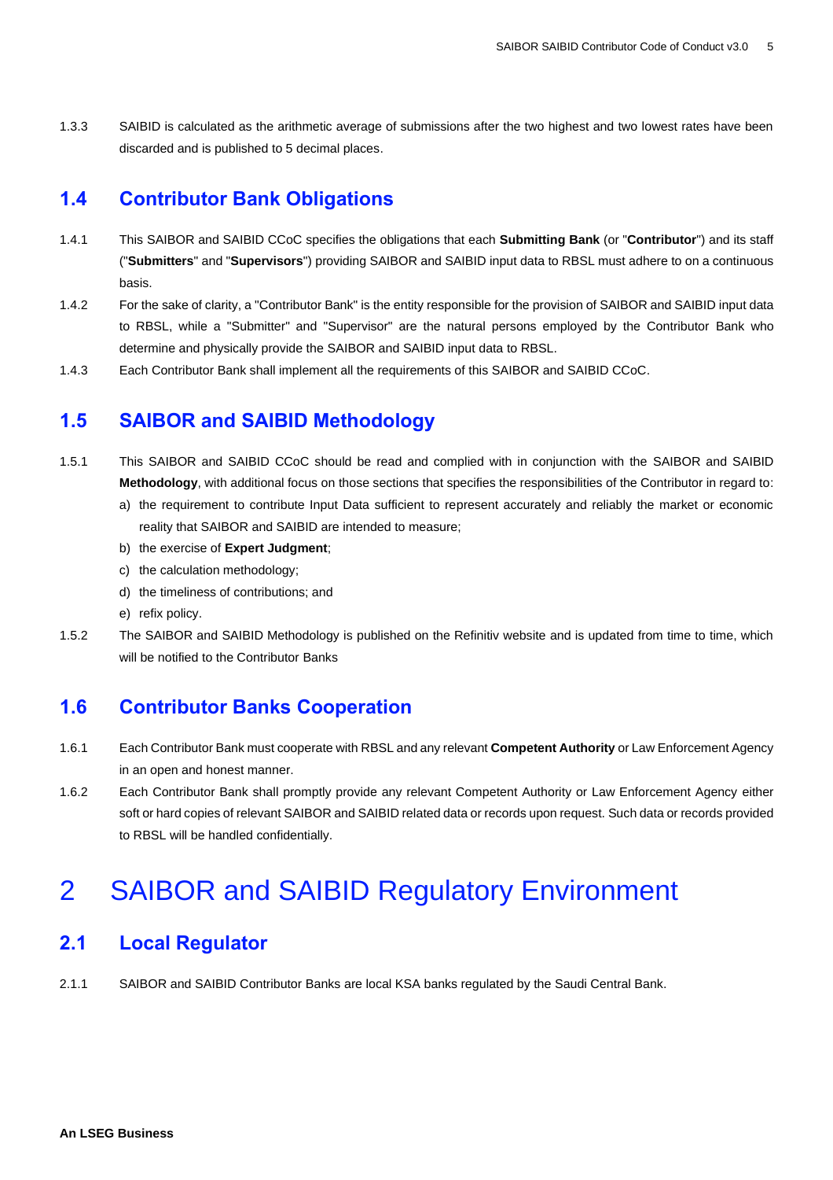1.3.3 SAIBID is calculated as the arithmetic average of submissions after the two highest and two lowest rates have been discarded and is published to 5 decimal places.

## 1.4 Contributor Bank Obligations

1.4.1 This SAIBOR and SAIBID CCoC specifies the obligations that each **Submitting Bank** (or "**Contributor**") and its staff ("**Submitters**" and "**Supervisors**") providing SAIBOR and SAIBID input data to RBSL must adhere to on a continuous basis.

1.4.2 For the sake of clarity, a "Contributor Bank" is the entity responsible for the provision of SAIBOR and SAIBID input data to RBSL, while a "Submitter" and "Supervisor" are the natural persons employed by the Contributor Bank who determine and physically provide the SAIBOR and SAIBID input data to RBSL.

1.4.3 Each Contributor Bank shall implement all the requirements of this SAIBOR and SAIBID CCoC.

## 1.5 SAIBOR and SAIBID Methodology

1.5.1 This SAIBOR and SAIBID CCoC should be read and complied with in conjunction with the SAIBOR and SAIBID **Methodology**, with additional focus on those sections that specifies the responsibilities of the Contributor in regard to:

a) the requirement to contribute Input Data sufficient to represent accurately and reliably the market or economic reality that SAIBOR and SAIBID are intended to measure;

b) the exercise of **Expert Judgment**;

c) the calculation methodology;

d) the timeliness of contributions; and

e) refix policy.

1.5.2 The SAIBOR and SAIBID Methodology is published on the Refinitiv website and is updated from time to time, which will be notified to the Contributor Banks

## 1.6 Contributor Banks Cooperation

1.6.1 Each Contributor Bank must cooperate with RBSL and any relevant **Competent Authority** or Law Enforcement Agency in an open and honest manner.

1.6.2 Each Contributor Bank shall promptly provide any relevant Competent Authority or Law Enforcement Agency either soft or hard copies of relevant SAIBOR and SAIBID related data or records upon request. Such data or records provided to RBSL will be handled confidentially.

# 2 SAIBOR and SAIBID Regulatory Environment

## 2.1 Local Regulator

2.1.1 SAIBOR and SAIBID Contributor Banks are local KSA banks regulated by the Saudi Central Bank.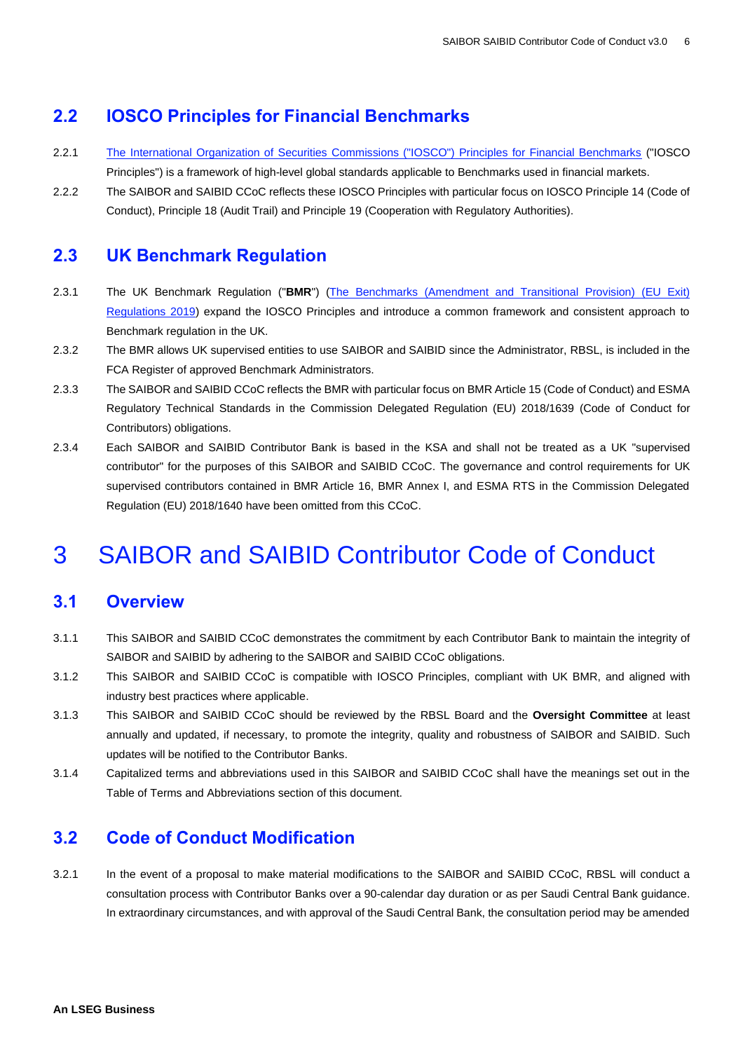## 2.2 IOSCO Principles for Financial Benchmarks

2.2.1 [The International Organization of Securities Commissions ("IOSCO") Principles for Financial Benchmarks] ("IOSCO Principles") is a framework of high-level global standards applicable to Benchmarks used in financial markets.

2.2.2 The SAIBOR and SAIBID CCoC reflects these IOSCO Principles with particular focus on IOSCO Principle 14 (Code of Conduct), Principle 18 (Audit Trail) and Principle 19 (Cooperation with Regulatory Authorities).

## 2.3 UK Benchmark Regulation

2.3.1 The UK Benchmark Regulation ("**BMR**") ([The Benchmarks (Amendment and Transitional Provision) (EU Exit) Regulations 2019]) expand the IOSCO Principles and introduce a common framework and consistent approach to Benchmark regulation in the UK.

2.3.2 The BMR allows UK supervised entities to use SAIBOR and SAIBID since the Administrator, RBSL, is included in the FCA Register of approved Benchmark Administrators.

2.3.3 The SAIBOR and SAIBID CCoC reflects the BMR with particular focus on BMR Article 15 (Code of Conduct) and ESMA Regulatory Technical Standards in the Commission Delegated Regulation (EU) 2018/1639 (Code of Conduct for Contributors) obligations.

2.3.4 Each SAIBOR and SAIBID Contributor Bank is based in the KSA and shall not be treated as a UK "supervised contributor" for the purposes of this SAIBOR and SAIBID CCoC. The governance and control requirements for UK supervised contributors contained in BMR Article 16, BMR Annex I, and ESMA RTS in the Commission Delegated Regulation (EU) 2018/1640 have been omitted from this CCoC.

# 3 SAIBOR and SAIBID Contributor Code of Conduct

## 3.1 Overview

3.1.1 This SAIBOR and SAIBID CCoC demonstrates the commitment by each Contributor Bank to maintain the integrity of SAIBOR and SAIBID by adhering to the SAIBOR and SAIBID CCoC obligations.

3.1.2 This SAIBOR and SAIBID CCoC is compatible with IOSCO Principles, compliant with UK BMR, and aligned with industry best practices where applicable.

3.1.3 This SAIBOR and SAIBID CCoC should be reviewed by the RBSL Board and the **Oversight Committee** at least annually and updated, if necessary, to promote the integrity, quality and robustness of SAIBOR and SAIBID. Such updates will be notified to the Contributor Banks.

3.1.4 Capitalized terms and abbreviations used in this SAIBOR and SAIBID CCoC shall have the meanings set out in the Table of Terms and Abbreviations section of this document.

## 3.2 Code of Conduct Modification

3.2.1 In the event of a proposal to make material modifications to the SAIBOR and SAIBID CCoC, RBSL will conduct a consultation process with Contributor Banks over a 90-calendar day duration or as per Saudi Central Bank guidance. In extraordinary circumstances, and with approval of the Saudi Central Bank, the consultation period may be amended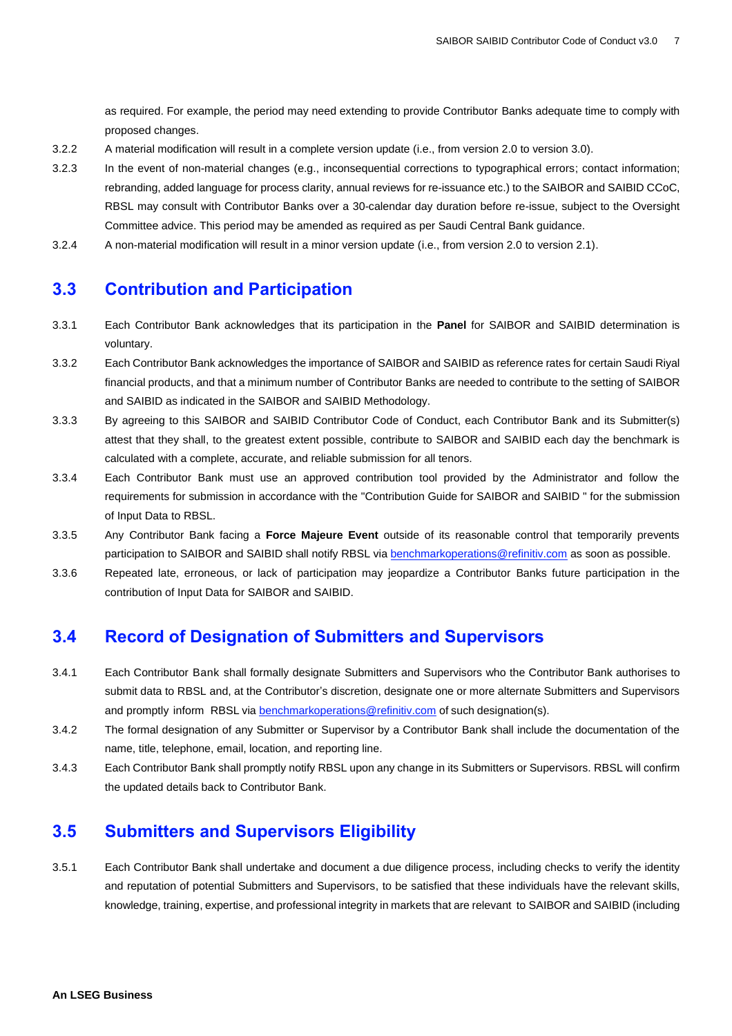as required. For example, the period may need extending to provide Contributor Banks adequate time to comply with proposed changes.

3.2.2 A material modification will result in a complete version update (i.e., from version 2.0 to version 3.0).

3.2.3 In the event of non-material changes (e.g., inconsequential corrections to typographical errors; contact information; rebranding, added language for process clarity, annual reviews for re-issuance etc.) to the SAIBOR and SAIBID CCoC, RBSL may consult with Contributor Banks over a 30-calendar day duration before re-issue, subject to the Oversight Committee advice. This period may be amended as required as per Saudi Central Bank guidance.

3.2.4 A non-material modification will result in a minor version update (i.e., from version 2.0 to version 2.1).

## 3.3 Contribution and Participation

3.3.1 Each Contributor Bank acknowledges that its participation in the **Panel** for SAIBOR and SAIBID determination is voluntary.

3.3.2 Each Contributor Bank acknowledges the importance of SAIBOR and SAIBID as reference rates for certain Saudi Riyal financial products, and that a minimum number of Contributor Banks are needed to contribute to the setting of SAIBOR and SAIBID as indicated in the SAIBOR and SAIBID Methodology.

3.3.3 By agreeing to this SAIBOR and SAIBID Contributor Code of Conduct, each Contributor Bank and its Submitter(s) attest that they shall, to the greatest extent possible, contribute to SAIBOR and SAIBID each day the benchmark is calculated with a complete, accurate, and reliable submission for all tenors.

3.3.4 Each Contributor Bank must use an approved contribution tool provided by the Administrator and follow the requirements for submission in accordance with the "Contribution Guide for SAIBOR and SAIBID " for the submission of Input Data to RBSL.

3.3.5 Any Contributor Bank facing a **Force Majeure Event** outside of its reasonable control that temporarily prevents participation to SAIBOR and SAIBID shall notify RBSL via benchmarkoperations@refinitiv.com as soon as possible.

3.3.6 Repeated late, erroneous, or lack of participation may jeopardize a Contributor Banks future participation in the contribution of Input Data for SAIBOR and SAIBID.

## 3.4 Record of Designation of Submitters and Supervisors

3.4.1 Each Contributor Bank shall formally designate Submitters and Supervisors who the Contributor Bank authorises to submit data to RBSL and, at the Contributor's discretion, designate one or more alternate Submitters and Supervisors and promptly inform RBSL via benchmarkoperations@refinitiv.com of such designation(s).

3.4.2 The formal designation of any Submitter or Supervisor by a Contributor Bank shall include the documentation of the name, title, telephone, email, location, and reporting line.

3.4.3 Each Contributor Bank shall promptly notify RBSL upon any change in its Submitters or Supervisors. RBSL will confirm the updated details back to Contributor Bank.

## 3.5 Submitters and Supervisors Eligibility

3.5.1 Each Contributor Bank shall undertake and document a due diligence process, including checks to verify the identity and reputation of potential Submitters and Supervisors, to be satisfied that these individuals have the relevant skills, knowledge, training, expertise, and professional integrity in markets that are relevant to SAIBOR and SAIBID (including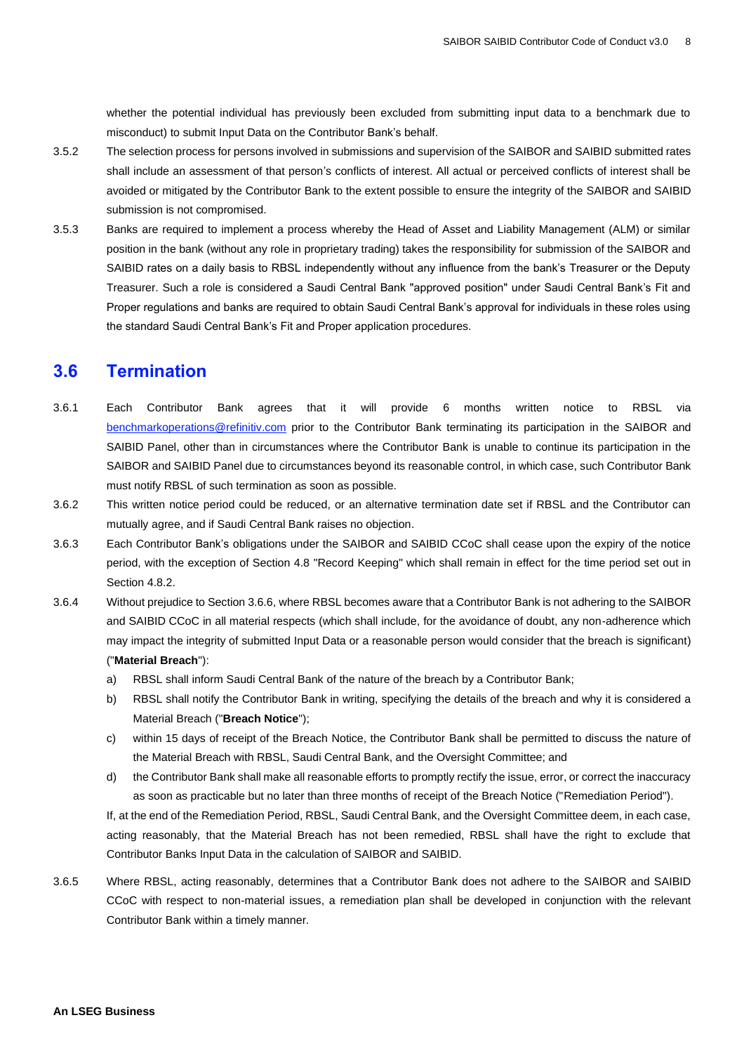whether the potential individual has previously been excluded from submitting input data to a benchmark due to misconduct) to submit Input Data on the Contributor Bank's behalf.

3.5.2 The selection process for persons involved in submissions and supervision of the SAIBOR and SAIBID submitted rates shall include an assessment of that person's conflicts of interest. All actual or perceived conflicts of interest shall be avoided or mitigated by the Contributor Bank to the extent possible to ensure the integrity of the SAIBOR and SAIBID submission is not compromised.

3.5.3 Banks are required to implement a process whereby the Head of Asset and Liability Management (ALM) or similar position in the bank (without any role in proprietary trading) takes the responsibility for submission of the SAIBOR and SAIBID rates on a daily basis to RBSL independently without any influence from the bank's Treasurer or the Deputy Treasurer. Such a role is considered a Saudi Central Bank "approved position" under Saudi Central Bank's Fit and Proper regulations and banks are required to obtain Saudi Central Bank's approval for individuals in these roles using the standard Saudi Central Bank's Fit and Proper application procedures.

## 3.6 Termination

3.6.1 Each Contributor Bank agrees that it will provide 6 months written notice to RBSL via benchmarkoperations@refinitiv.com prior to the Contributor Bank terminating its participation in the SAIBOR and SAIBID Panel, other than in circumstances where the Contributor Bank is unable to continue its participation in the SAIBOR and SAIBID Panel due to circumstances beyond its reasonable control, in which case, such Contributor Bank must notify RBSL of such termination as soon as possible.

3.6.2 This written notice period could be reduced, or an alternative termination date set if RBSL and the Contributor can mutually agree, and if Saudi Central Bank raises no objection.

3.6.3 Each Contributor Bank's obligations under the SAIBOR and SAIBID CCoC shall cease upon the expiry of the notice period, with the exception of Section 4.8 "Record Keeping" which shall remain in effect for the time period set out in Section 4.8.2.

3.6.4 Without prejudice to Section 3.6.6, where RBSL becomes aware that a Contributor Bank is not adhering to the SAIBOR and SAIBID CCoC in all material respects (which shall include, for the avoidance of doubt, any non-adherence which may impact the integrity of submitted Input Data or a reasonable person would consider that the breach is significant) ("**Material Breach**"):

a) RBSL shall inform Saudi Central Bank of the nature of the breach by a Contributor Bank;

b) RBSL shall notify the Contributor Bank in writing, specifying the details of the breach and why it is considered a Material Breach ("**Breach Notice**");

c) within 15 days of receipt of the Breach Notice, the Contributor Bank shall be permitted to discuss the nature of the Material Breach with RBSL, Saudi Central Bank, and the Oversight Committee; and

d) the Contributor Bank shall make all reasonable efforts to promptly rectify the issue, error, or correct the inaccuracy as soon as practicable but no later than three months of receipt of the Breach Notice ("Remediation Period").

If, at the end of the Remediation Period, RBSL, Saudi Central Bank, and the Oversight Committee deem, in each case, acting reasonably, that the Material Breach has not been remedied, RBSL shall have the right to exclude that Contributor Banks Input Data in the calculation of SAIBOR and SAIBID.

3.6.5 Where RBSL, acting reasonably, determines that a Contributor Bank does not adhere to the SAIBOR and SAIBID CCoC with respect to non-material issues, a remediation plan shall be developed in conjunction with the relevant Contributor Bank within a timely manner.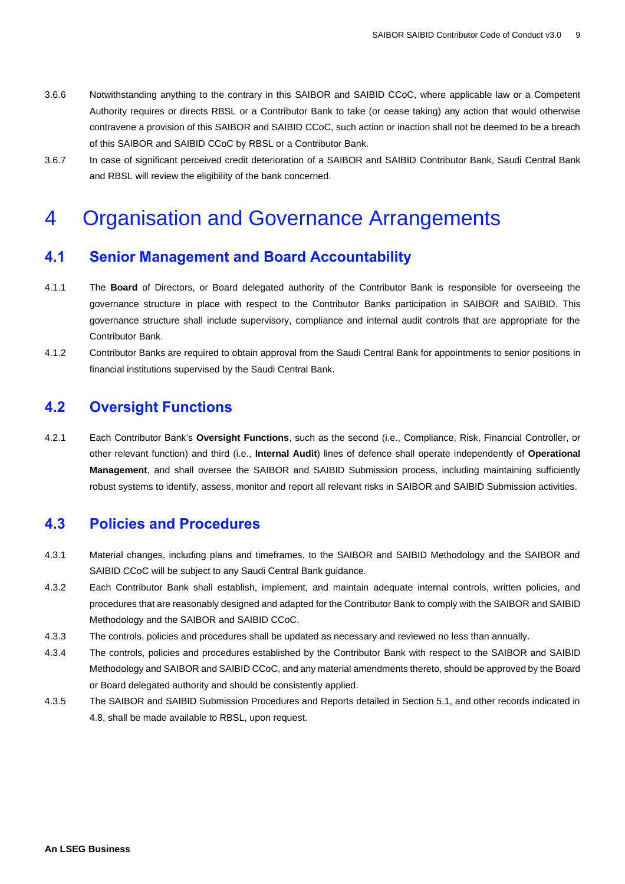3.6.6 Notwithstanding anything to the contrary in this SAIBOR and SAIBID CCoC, where applicable law or a Competent Authority requires or directs RBSL or a Contributor Bank to take (or cease taking) any action that would otherwise contravene a provision of this SAIBOR and SAIBID CCoC, such action or inaction shall not be deemed to be a breach of this SAIBOR and SAIBID CCoC by RBSL or a Contributor Bank.

3.6.7 In case of significant perceived credit deterioration of a SAIBOR and SAIBID Contributor Bank, Saudi Central Bank and RBSL will review the eligibility of the bank concerned.

# 4 Organisation and Governance Arrangements

## 4.1 Senior Management and Board Accountability

4.1.1 The **Board** of Directors, or Board delegated authority of the Contributor Bank is responsible for overseeing the governance structure in place with respect to the Contributor Banks participation in SAIBOR and SAIBID. This governance structure shall include supervisory, compliance and internal audit controls that are appropriate for the Contributor Bank.

4.1.2 Contributor Banks are required to obtain approval from the Saudi Central Bank for appointments to senior positions in financial institutions supervised by the Saudi Central Bank.

## 4.2 Oversight Functions

4.2.1 Each Contributor Bank's **Oversight Functions**, such as the second (i.e., Compliance, Risk, Financial Controller, or other relevant function) and third (i.e., **Internal Audit**) lines of defence shall operate independently of **Operational Management**, and shall oversee the SAIBOR and SAIBID Submission process, including maintaining sufficiently robust systems to identify, assess, monitor and report all relevant risks in SAIBOR and SAIBID Submission activities.

## 4.3 Policies and Procedures

4.3.1 Material changes, including plans and timeframes, to the SAIBOR and SAIBID Methodology and the SAIBOR and SAIBID CCoC will be subject to any Saudi Central Bank guidance.

4.3.2 Each Contributor Bank shall establish, implement, and maintain adequate internal controls, written policies, and procedures that are reasonably designed and adapted for the Contributor Bank to comply with the SAIBOR and SAIBID Methodology and the SAIBOR and SAIBID CCoC.

4.3.3 The controls, policies and procedures shall be updated as necessary and reviewed no less than annually.

4.3.4 The controls, policies and procedures established by the Contributor Bank with respect to the SAIBOR and SAIBID Methodology and SAIBOR and SAIBID CCoC, and any material amendments thereto, should be approved by the Board or Board delegated authority and should be consistently applied.

4.3.5 The SAIBOR and SAIBID Submission Procedures and Reports detailed in Section 5.1, and other records indicated in 4.8, shall be made available to RBSL, upon request.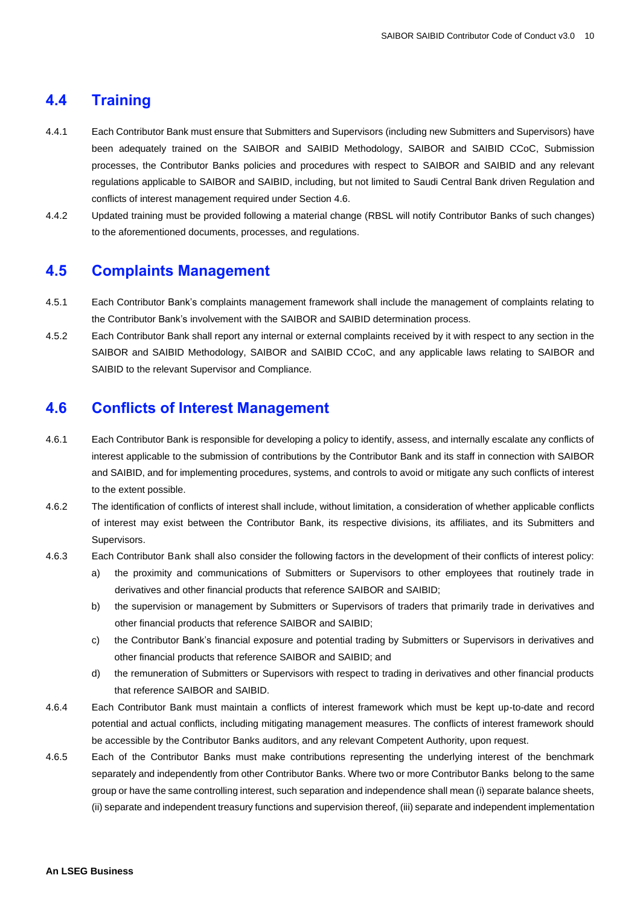## 4.4 Training

4.4.1 Each Contributor Bank must ensure that Submitters and Supervisors (including new Submitters and Supervisors) have been adequately trained on the SAIBOR and SAIBID Methodology, SAIBOR and SAIBID CCoC, Submission processes, the Contributor Banks policies and procedures with respect to SAIBOR and SAIBID and any relevant regulations applicable to SAIBOR and SAIBID, including, but not limited to Saudi Central Bank driven Regulation and conflicts of interest management required under Section 4.6.

4.4.2 Updated training must be provided following a material change (RBSL will notify Contributor Banks of such changes) to the aforementioned documents, processes, and regulations.

## 4.5 Complaints Management

4.5.1 Each Contributor Bank's complaints management framework shall include the management of complaints relating to the Contributor Bank's involvement with the SAIBOR and SAIBID determination process.

4.5.2 Each Contributor Bank shall report any internal or external complaints received by it with respect to any section in the SAIBOR and SAIBID Methodology, SAIBOR and SAIBID CCoC, and any applicable laws relating to SAIBOR and SAIBID to the relevant Supervisor and Compliance.

## 4.6 Conflicts of Interest Management

4.6.1 Each Contributor Bank is responsible for developing a policy to identify, assess, and internally escalate any conflicts of interest applicable to the submission of contributions by the Contributor Bank and its staff in connection with SAIBOR and SAIBID, and for implementing procedures, systems, and controls to avoid or mitigate any such conflicts of interest to the extent possible.

4.6.2 The identification of conflicts of interest shall include, without limitation, a consideration of whether applicable conflicts of interest may exist between the Contributor Bank, its respective divisions, its affiliates, and its Submitters and Supervisors.

4.6.3 Each Contributor Bank shall also consider the following factors in the development of their conflicts of interest policy:

a) the proximity and communications of Submitters or Supervisors to other employees that routinely trade in derivatives and other financial products that reference SAIBOR and SAIBID;

b) the supervision or management by Submitters or Supervisors of traders that primarily trade in derivatives and other financial products that reference SAIBOR and SAIBID;

c) the Contributor Bank's financial exposure and potential trading by Submitters or Supervisors in derivatives and other financial products that reference SAIBOR and SAIBID; and

d) the remuneration of Submitters or Supervisors with respect to trading in derivatives and other financial products that reference SAIBOR and SAIBID.

4.6.4 Each Contributor Bank must maintain a conflicts of interest framework which must be kept up-to-date and record potential and actual conflicts, including mitigating management measures. The conflicts of interest framework should be accessible by the Contributor Banks auditors, and any relevant Competent Authority, upon request.

4.6.5 Each of the Contributor Banks must make contributions representing the underlying interest of the benchmark separately and independently from other Contributor Banks. Where two or more Contributor Banks belong to the same group or have the same controlling interest, such separation and independence shall mean (i) separate balance sheets, (ii) separate and independent treasury functions and supervision thereof, (iii) separate and independent implementation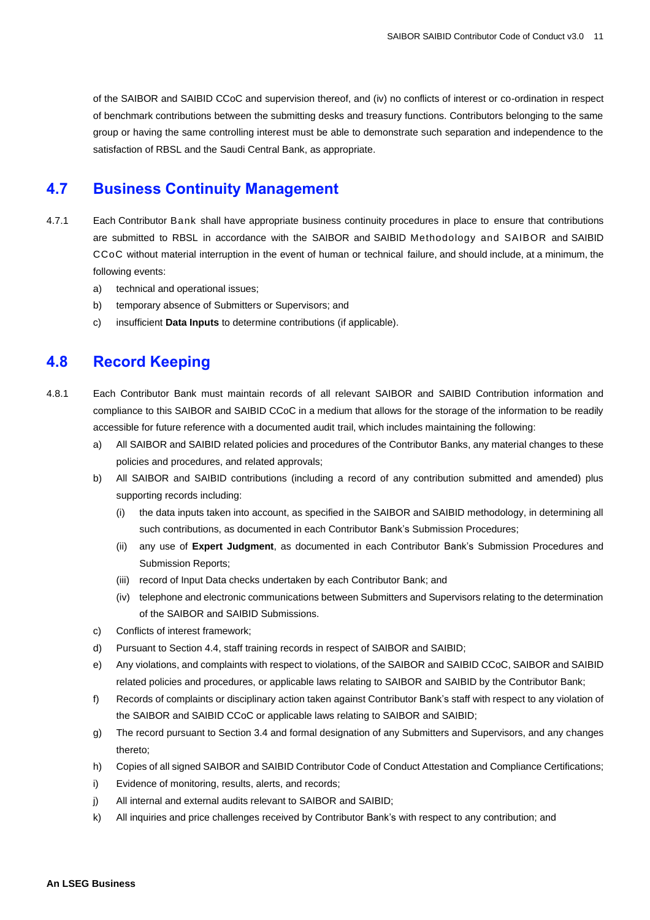of the SAIBOR and SAIBID CCoC and supervision thereof, and (iv) no conflicts of interest or co-ordination in respect of benchmark contributions between the submitting desks and treasury functions. Contributors belonging to the same group or having the same controlling interest must be able to demonstrate such separation and independence to the satisfaction of RBSL and the Saudi Central Bank, as appropriate.

## 4.7 Business Continuity Management

4.7.1 Each Contributor Bank shall have appropriate business continuity procedures in place to ensure that contributions are submitted to RBSL in accordance with the SAIBOR and SAIBID Methodology and SAIBOR and SAIBID CCoC without material interruption in the event of human or technical failure, and should include, at a minimum, the following events:

a) technical and operational issues;

b) temporary absence of Submitters or Supervisors; and

c) insufficient **Data Inputs** to determine contributions (if applicable).

## 4.8 Record Keeping

4.8.1 Each Contributor Bank must maintain records of all relevant SAIBOR and SAIBID Contribution information and compliance to this SAIBOR and SAIBID CCoC in a medium that allows for the storage of the information to be readily accessible for future reference with a documented audit trail, which includes maintaining the following:

a) All SAIBOR and SAIBID related policies and procedures of the Contributor Banks, any material changes to these policies and procedures, and related approvals;

b) All SAIBOR and SAIBID contributions (including a record of any contribution submitted and amended) plus supporting records including:

   (i) the data inputs taken into account, as specified in the SAIBOR and SAIBID methodology, in determining all such contributions, as documented in each Contributor Bank's Submission Procedures;

   (ii) any use of **Expert Judgment**, as documented in each Contributor Bank's Submission Procedures and Submission Reports;

   (iii) record of Input Data checks undertaken by each Contributor Bank; and

   (iv) telephone and electronic communications between Submitters and Supervisors relating to the determination of the SAIBOR and SAIBID Submissions.

c) Conflicts of interest framework;

d) Pursuant to Section 4.4, staff training records in respect of SAIBOR and SAIBID;

e) Any violations, and complaints with respect to violations, of the SAIBOR and SAIBID CCoC, SAIBOR and SAIBID related policies and procedures, or applicable laws relating to SAIBOR and SAIBID by the Contributor Bank;

f) Records of complaints or disciplinary action taken against Contributor Bank's staff with respect to any violation of the SAIBOR and SAIBID CCoC or applicable laws relating to SAIBOR and SAIBID;

g) The record pursuant to Section 3.4 and formal designation of any Submitters and Supervisors, and any changes thereto;

h) Copies of all signed SAIBOR and SAIBID Contributor Code of Conduct Attestation and Compliance Certifications;

i) Evidence of monitoring, results, alerts, and records;

j) All internal and external audits relevant to SAIBOR and SAIBID;

k) All inquiries and price challenges received by Contributor Bank's with respect to any contribution; and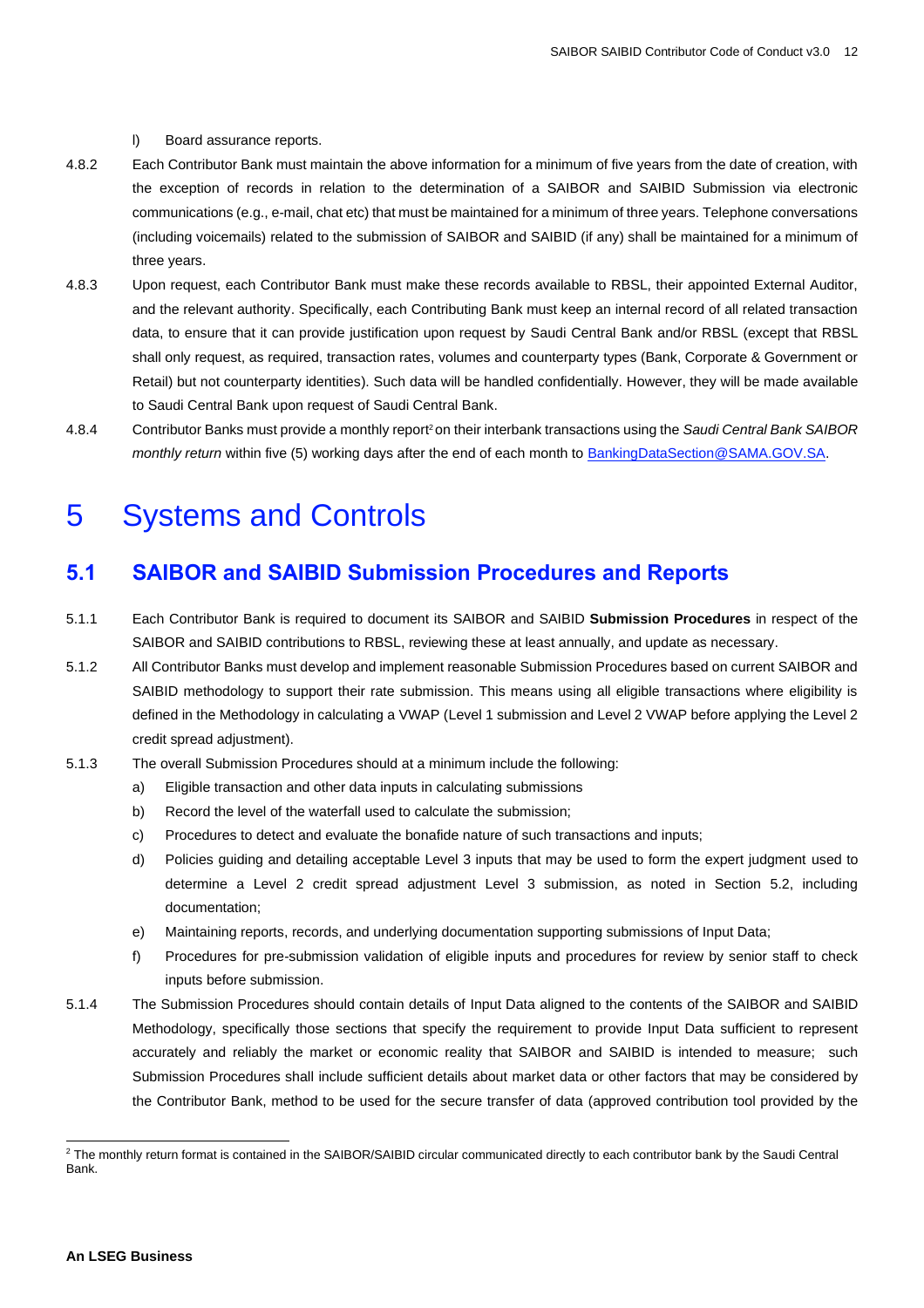l) Board assurance reports.

4.8.2 Each Contributor Bank must maintain the above information for a minimum of five years from the date of creation, with the exception of records in relation to the determination of a SAIBOR and SAIBID Submission via electronic communications (e.g., e-mail, chat etc) that must be maintained for a minimum of three years. Telephone conversations (including voicemails) related to the submission of SAIBOR and SAIBID (if any) shall be maintained for a minimum of three years.

4.8.3 Upon request, each Contributor Bank must make these records available to RBSL, their appointed External Auditor, and the relevant authority. Specifically, each Contributing Bank must keep an internal record of all related transaction data, to ensure that it can provide justification upon request by Saudi Central Bank and/or RBSL (except that RBSL shall only request, as required, transaction rates, volumes and counterparty types (Bank, Corporate & Government or Retail) but not counterparty identities). Such data will be handled confidentially. However, they will be made available to Saudi Central Bank upon request of Saudi Central Bank.

4.8.4 Contributor Banks must provide a monthly report[2] on their interbank transactions using the *Saudi Central Bank SAIBOR monthly return* within five (5) working days after the end of each month to BankingDataSection@SAMA.GOV.SA.

# 5 Systems and Controls

## 5.1 SAIBOR and SAIBID Submission Procedures and Reports

5.1.1 Each Contributor Bank is required to document its SAIBOR and SAIBID **Submission Procedures** in respect of the SAIBOR and SAIBID contributions to RBSL, reviewing these at least annually, and update as necessary.

5.1.2 All Contributor Banks must develop and implement reasonable Submission Procedures based on current SAIBOR and SAIBID methodology to support their rate submission. This means using all eligible transactions where eligibility is defined in the Methodology in calculating a VWAP (Level 1 submission and Level 2 VWAP before applying the Level 2 credit spread adjustment).

5.1.3 The overall Submission Procedures should at a minimum include the following:

a) Eligible transaction and other data inputs in calculating submissions

b) Record the level of the waterfall used to calculate the submission;

c) Procedures to detect and evaluate the bonafide nature of such transactions and inputs;

d) Policies guiding and detailing acceptable Level 3 inputs that may be used to form the expert judgment used to determine a Level 2 credit spread adjustment Level 3 submission, as noted in Section 5.2, including documentation;

e) Maintaining reports, records, and underlying documentation supporting submissions of Input Data;

f) Procedures for pre-submission validation of eligible inputs and procedures for review by senior staff to check inputs before submission.

5.1.4 The Submission Procedures should contain details of Input Data aligned to the contents of the SAIBOR and SAIBID Methodology, specifically those sections that specify the requirement to provide Input Data sufficient to represent accurately and reliably the market or economic reality that SAIBOR and SAIBID is intended to measure; such Submission Procedures shall include sufficient details about market data or other factors that may be considered by the Contributor Bank, method to be used for the secure transfer of data (approved contribution tool provided by the

[2] The monthly return format is contained in the SAIBOR/SAIBID circular communicated directly to each contributor bank by the Saudi Central Bank.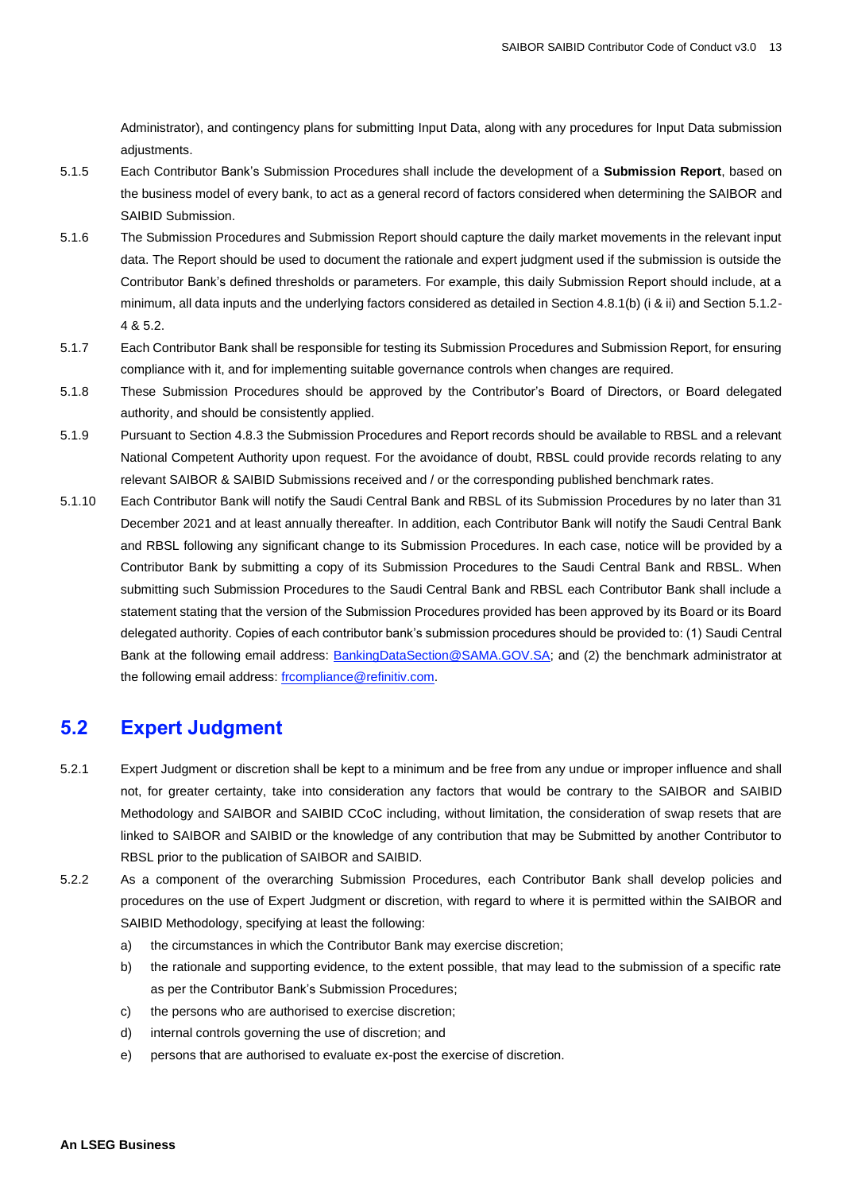Administrator), and contingency plans for submitting Input Data, along with any procedures for Input Data submission adjustments.

5.1.5 Each Contributor Bank's Submission Procedures shall include the development of a **Submission Report**, based on the business model of every bank, to act as a general record of factors considered when determining the SAIBOR and SAIBID Submission.

5.1.6 The Submission Procedures and Submission Report should capture the daily market movements in the relevant input data. The Report should be used to document the rationale and expert judgment used if the submission is outside the Contributor Bank's defined thresholds or parameters. For example, this daily Submission Report should include, at a minimum, all data inputs and the underlying factors considered as detailed in Section 4.8.1(b) (i & ii) and Section 5.1.2-4 & 5.2.

5.1.7 Each Contributor Bank shall be responsible for testing its Submission Procedures and Submission Report, for ensuring compliance with it, and for implementing suitable governance controls when changes are required.

5.1.8 These Submission Procedures should be approved by the Contributor's Board of Directors, or Board delegated authority, and should be consistently applied.

5.1.9 Pursuant to Section 4.8.3 the Submission Procedures and Report records should be available to RBSL and a relevant National Competent Authority upon request. For the avoidance of doubt, RBSL could provide records relating to any relevant SAIBOR & SAIBID Submissions received and / or the corresponding published benchmark rates.

5.1.10 Each Contributor Bank will notify the Saudi Central Bank and RBSL of its Submission Procedures by no later than 31 December 2021 and at least annually thereafter. In addition, each Contributor Bank will notify the Saudi Central Bank and RBSL following any significant change to its Submission Procedures. In each case, notice will be provided by a Contributor Bank by submitting a copy of its Submission Procedures to the Saudi Central Bank and RBSL. When submitting such Submission Procedures to the Saudi Central Bank and RBSL each Contributor Bank shall include a statement stating that the version of the Submission Procedures provided has been approved by its Board or its Board delegated authority. Copies of each contributor bank's submission procedures should be provided to: (1) Saudi Central Bank at the following email address: BankingDataSection@SAMA.GOV.SA; and (2) the benchmark administrator at the following email address: frcompliance@refinitiv.com.

## 5.2 Expert Judgment

5.2.1 Expert Judgment or discretion shall be kept to a minimum and be free from any undue or improper influence and shall not, for greater certainty, take into consideration any factors that would be contrary to the SAIBOR and SAIBID Methodology and SAIBOR and SAIBID CCoC including, without limitation, the consideration of swap resets that are linked to SAIBOR and SAIBID or the knowledge of any contribution that may be Submitted by another Contributor to RBSL prior to the publication of SAIBOR and SAIBID.

5.2.2 As a component of the overarching Submission Procedures, each Contributor Bank shall develop policies and procedures on the use of Expert Judgment or discretion, with regard to where it is permitted within the SAIBOR and SAIBID Methodology, specifying at least the following:

a) the circumstances in which the Contributor Bank may exercise discretion;
b) the rationale and supporting evidence, to the extent possible, that may lead to the submission of a specific rate as per the Contributor Bank's Submission Procedures;
c) the persons who are authorised to exercise discretion;
d) internal controls governing the use of discretion; and
e) persons that are authorised to evaluate ex-post the exercise of discretion.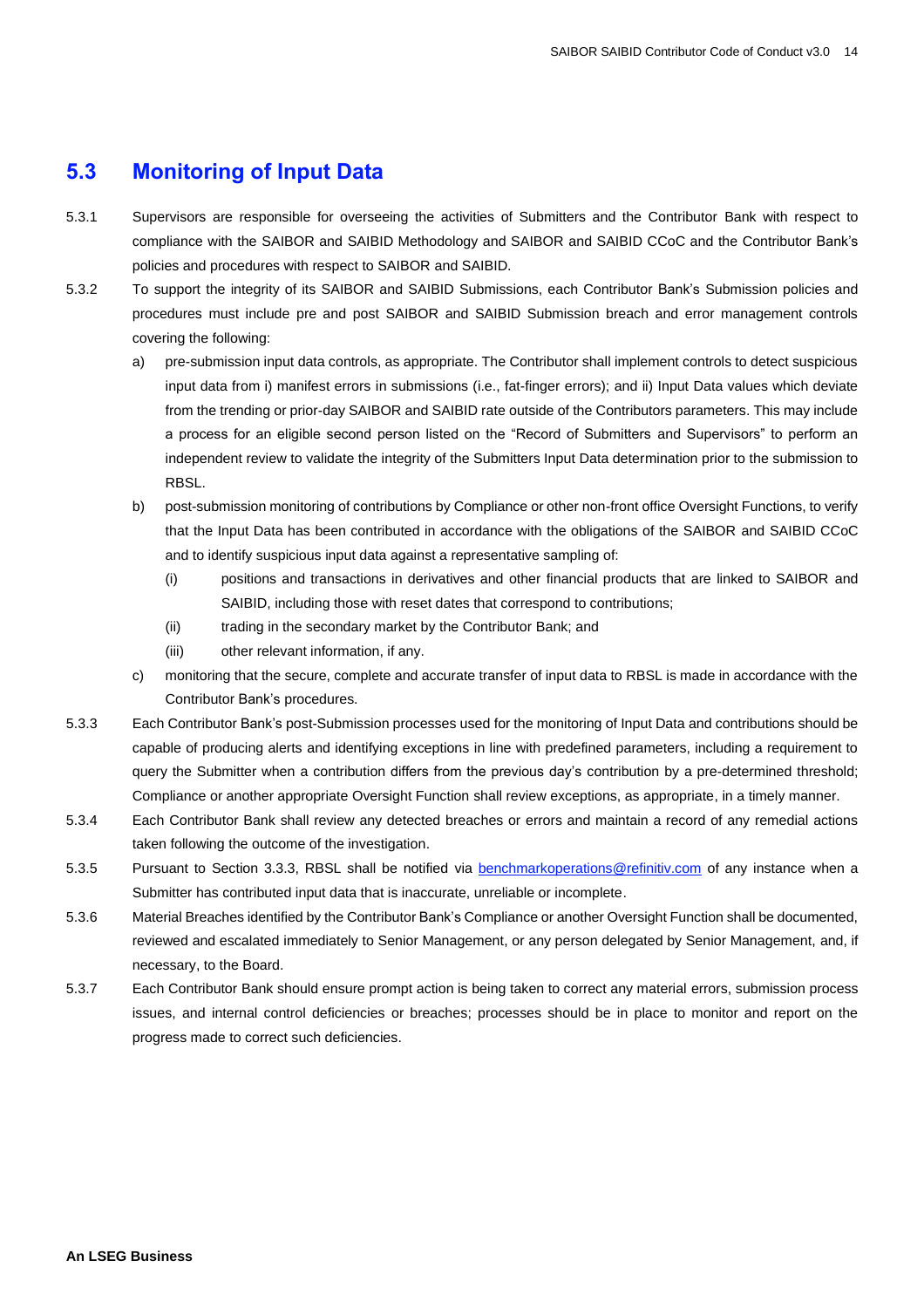## 5.3 Monitoring of Input Data

5.3.1 Supervisors are responsible for overseeing the activities of Submitters and the Contributor Bank with respect to compliance with the SAIBOR and SAIBID Methodology and SAIBOR and SAIBID CCoC and the Contributor Bank's policies and procedures with respect to SAIBOR and SAIBID.

5.3.2 To support the integrity of its SAIBOR and SAIBID Submissions, each Contributor Bank's Submission policies and procedures must include pre and post SAIBOR and SAIBID Submission breach and error management controls covering the following:

a) pre-submission input data controls, as appropriate. The Contributor shall implement controls to detect suspicious input data from i) manifest errors in submissions (i.e., fat-finger errors); and ii) Input Data values which deviate from the trending or prior-day SAIBOR and SAIBID rate outside of the Contributors parameters. This may include a process for an eligible second person listed on the "Record of Submitters and Supervisors" to perform an independent review to validate the integrity of the Submitters Input Data determination prior to the submission to RBSL.

b) post-submission monitoring of contributions by Compliance or other non-front office Oversight Functions, to verify that the Input Data has been contributed in accordance with the obligations of the SAIBOR and SAIBID CCoC and to identify suspicious input data against a representative sampling of:

   (i) positions and transactions in derivatives and other financial products that are linked to SAIBOR and SAIBID, including those with reset dates that correspond to contributions;

   (ii) trading in the secondary market by the Contributor Bank; and

   (iii) other relevant information, if any.

c) monitoring that the secure, complete and accurate transfer of input data to RBSL is made in accordance with the Contributor Bank's procedures.

5.3.3 Each Contributor Bank's post-Submission processes used for the monitoring of Input Data and contributions should be capable of producing alerts and identifying exceptions in line with predefined parameters, including a requirement to query the Submitter when a contribution differs from the previous day's contribution by a pre-determined threshold; Compliance or another appropriate Oversight Function shall review exceptions, as appropriate, in a timely manner.

5.3.4 Each Contributor Bank shall review any detected breaches or errors and maintain a record of any remedial actions taken following the outcome of the investigation.

5.3.5 Pursuant to Section 3.3.3, RBSL shall be notified via benchmarkoperations@refinitiv.com of any instance when a Submitter has contributed input data that is inaccurate, unreliable or incomplete.

5.3.6 Material Breaches identified by the Contributor Bank's Compliance or another Oversight Function shall be documented, reviewed and escalated immediately to Senior Management, or any person delegated by Senior Management, and, if necessary, to the Board.

5.3.7 Each Contributor Bank should ensure prompt action is being taken to correct any material errors, submission process issues, and internal control deficiencies or breaches; processes should be in place to monitor and report on the progress made to correct such deficiencies.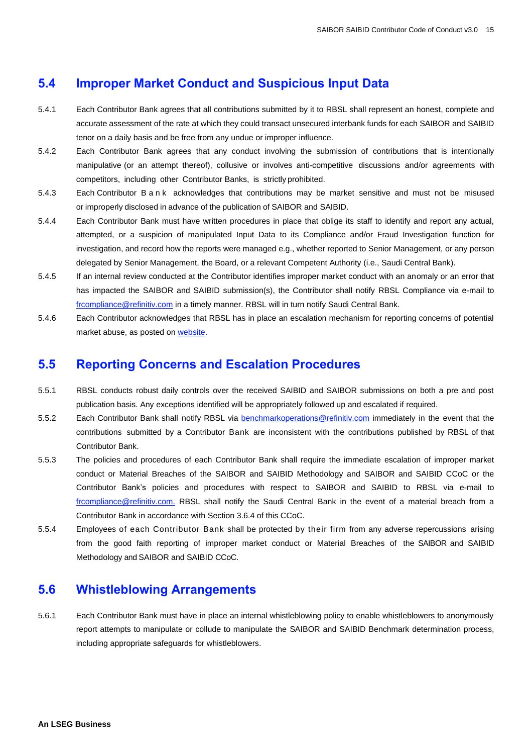## 5.4 Improper Market Conduct and Suspicious Input Data

5.4.1 Each Contributor Bank agrees that all contributions submitted by it to RBSL shall represent an honest, complete and accurate assessment of the rate at which they could transact unsecured interbank funds for each SAIBOR and SAIBID tenor on a daily basis and be free from any undue or improper influence.

5.4.2 Each Contributor Bank agrees that any conduct involving the submission of contributions that is intentionally manipulative (or an attempt thereof), collusive or involves anti-competitive discussions and/or agreements with competitors, including other Contributor Banks, is strictly prohibited.

5.4.3 Each Contributor Bank acknowledges that contributions may be market sensitive and must not be misused or improperly disclosed in advance of the publication of SAIBOR and SAIBID.

5.4.4 Each Contributor Bank must have written procedures in place that oblige its staff to identify and report any actual, attempted, or a suspicion of manipulated Input Data to its Compliance and/or Fraud Investigation function for investigation, and record how the reports were managed e.g., whether reported to Senior Management, or any person delegated by Senior Management, the Board, or a relevant Competent Authority (i.e., Saudi Central Bank).

5.4.5 If an internal review conducted at the Contributor identifies improper market conduct with an anomaly or an error that has impacted the SAIBOR and SAIBID submission(s), the Contributor shall notify RBSL Compliance via e-mail to frcompliance@refinitiv.com in a timely manner. RBSL will in turn notify Saudi Central Bank.

5.4.6 Each Contributor acknowledges that RBSL has in place an escalation mechanism for reporting concerns of potential market abuse, as posted on website.

## 5.5 Reporting Concerns and Escalation Procedures

5.5.1 RBSL conducts robust daily controls over the received SAIBID and SAIBOR submissions on both a pre and post publication basis. Any exceptions identified will be appropriately followed up and escalated if required.

5.5.2 Each Contributor Bank shall notify RBSL via benchmarkoperations@refinitiv.com immediately in the event that the contributions submitted by a Contributor Bank are inconsistent with the contributions published by RBSL of that Contributor Bank.

5.5.3 The policies and procedures of each Contributor Bank shall require the immediate escalation of improper market conduct or Material Breaches of the SAIBOR and SAIBID Methodology and SAIBOR and SAIBID CCoC or the Contributor Bank's policies and procedures with respect to SAIBOR and SAIBID to RBSL via e-mail to frcompliance@refinitiv.com. RBSL shall notify the Saudi Central Bank in the event of a material breach from a Contributor Bank in accordance with Section 3.6.4 of this CCoC.

5.5.4 Employees of each Contributor Bank shall be protected by their firm from any adverse repercussions arising from the good faith reporting of improper market conduct or Material Breaches of the SAIBOR and SAIBID Methodology and SAIBOR and SAIBID CCoC.

## 5.6 Whistleblowing Arrangements

5.6.1 Each Contributor Bank must have in place an internal whistleblowing policy to enable whistleblowers to anonymously report attempts to manipulate or collude to manipulate the SAIBOR and SAIBID Benchmark determination process, including appropriate safeguards for whistleblowers.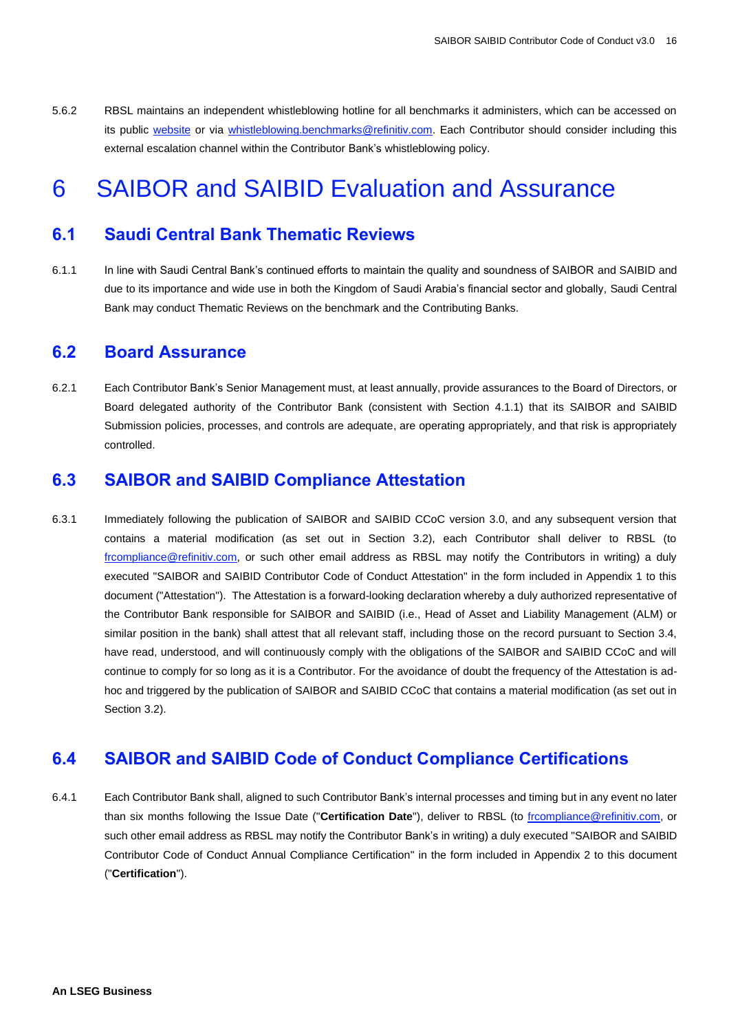5.6.2 RBSL maintains an independent whistleblowing hotline for all benchmarks it administers, which can be accessed on its public [website](#) or via [whistleblowing.benchmarks@refinitiv.com](mailto:whistleblowing.benchmarks@refinitiv.com). Each Contributor should consider including this external escalation channel within the Contributor Bank's whistleblowing policy.

# 6 SAIBOR and SAIBID Evaluation and Assurance

## 6.1 Saudi Central Bank Thematic Reviews

6.1.1 In line with Saudi Central Bank's continued efforts to maintain the quality and soundness of SAIBOR and SAIBID and due to its importance and wide use in both the Kingdom of Saudi Arabia's financial sector and globally, Saudi Central Bank may conduct Thematic Reviews on the benchmark and the Contributing Banks.

## 6.2 Board Assurance

6.2.1 Each Contributor Bank's Senior Management must, at least annually, provide assurances to the Board of Directors, or Board delegated authority of the Contributor Bank (consistent with Section 4.1.1) that its SAIBOR and SAIBID Submission policies, processes, and controls are adequate, are operating appropriately, and that risk is appropriately controlled.

## 6.3 SAIBOR and SAIBID Compliance Attestation

6.3.1 Immediately following the publication of SAIBOR and SAIBID CCoC version 3.0, and any subsequent version that contains a material modification (as set out in Section 3.2), each Contributor shall deliver to RBSL (to [frcompliance@refinitiv.com](mailto:frcompliance@refinitiv.com), or such other email address as RBSL may notify the Contributors in writing) a duly executed "SAIBOR and SAIBID Contributor Code of Conduct Attestation" in the form included in Appendix 1 to this document ("Attestation"). The Attestation is a forward-looking declaration whereby a duly authorized representative of the Contributor Bank responsible for SAIBOR and SAIBID (i.e., Head of Asset and Liability Management (ALM) or similar position in the bank) shall attest that all relevant staff, including those on the record pursuant to Section 3.4, have read, understood, and will continuously comply with the obligations of the SAIBOR and SAIBID CCoC and will continue to comply for so long as it is a Contributor. For the avoidance of doubt the frequency of the Attestation is ad-hoc and triggered by the publication of SAIBOR and SAIBID CCoC that contains a material modification (as set out in Section 3.2).

## 6.4 SAIBOR and SAIBID Code of Conduct Compliance Certifications

6.4.1 Each Contributor Bank shall, aligned to such Contributor Bank's internal processes and timing but in any event no later than six months following the Issue Date ("**Certification Date**"), deliver to RBSL (to [frcompliance@refinitiv.com](mailto:frcompliance@refinitiv.com), or such other email address as RBSL may notify the Contributor Bank's in writing) a duly executed "SAIBOR and SAIBID Contributor Code of Conduct Annual Compliance Certification" in the form included in Appendix 2 to this document ("**Certification**").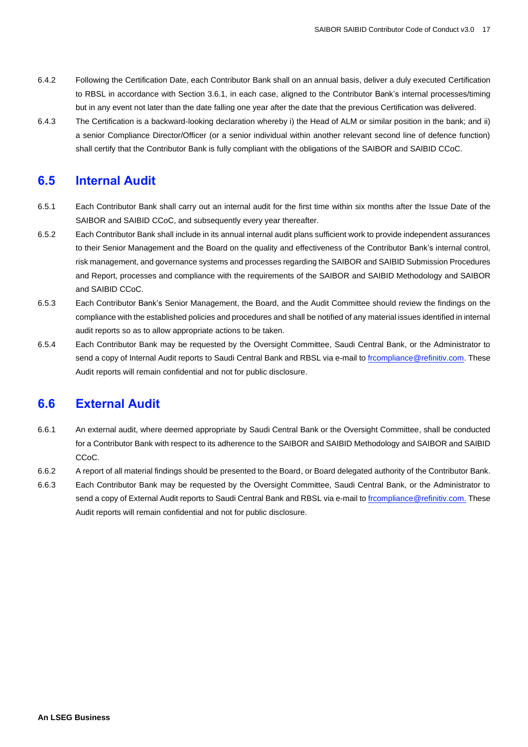6.4.2 Following the Certification Date, each Contributor Bank shall on an annual basis, deliver a duly executed Certification to RBSL in accordance with Section 3.6.1, in each case, aligned to the Contributor Bank's internal processes/timing but in any event not later than the date falling one year after the date that the previous Certification was delivered.

6.4.3 The Certification is a backward-looking declaration whereby i) the Head of ALM or similar position in the bank; and ii) a senior Compliance Director/Officer (or a senior individual within another relevant second line of defence function) shall certify that the Contributor Bank is fully compliant with the obligations of the SAIBOR and SAIBID CCoC.

## 6.5 Internal Audit

6.5.1 Each Contributor Bank shall carry out an internal audit for the first time within six months after the Issue Date of the SAIBOR and SAIBID CCoC, and subsequently every year thereafter.

6.5.2 Each Contributor Bank shall include in its annual internal audit plans sufficient work to provide independent assurances to their Senior Management and the Board on the quality and effectiveness of the Contributor Bank's internal control, risk management, and governance systems and processes regarding the SAIBOR and SAIBID Submission Procedures and Report, processes and compliance with the requirements of the SAIBOR and SAIBID Methodology and SAIBOR and SAIBID CCoC.

6.5.3 Each Contributor Bank's Senior Management, the Board, and the Audit Committee should review the findings on the compliance with the established policies and procedures and shall be notified of any material issues identified in internal audit reports so as to allow appropriate actions to be taken.

6.5.4 Each Contributor Bank may be requested by the Oversight Committee, Saudi Central Bank, or the Administrator to send a copy of Internal Audit reports to Saudi Central Bank and RBSL via e-mail to frcompliance@refinitiv.com. These Audit reports will remain confidential and not for public disclosure.

## 6.6 External Audit

6.6.1 An external audit, where deemed appropriate by Saudi Central Bank or the Oversight Committee, shall be conducted for a Contributor Bank with respect to its adherence to the SAIBOR and SAIBID Methodology and SAIBOR and SAIBID CCoC.

6.6.2 A report of all material findings should be presented to the Board, or Board delegated authority of the Contributor Bank.

6.6.3 Each Contributor Bank may be requested by the Oversight Committee, Saudi Central Bank, or the Administrator to send a copy of External Audit reports to Saudi Central Bank and RBSL via e-mail to frcompliance@refinitiv.com. These Audit reports will remain confidential and not for public disclosure.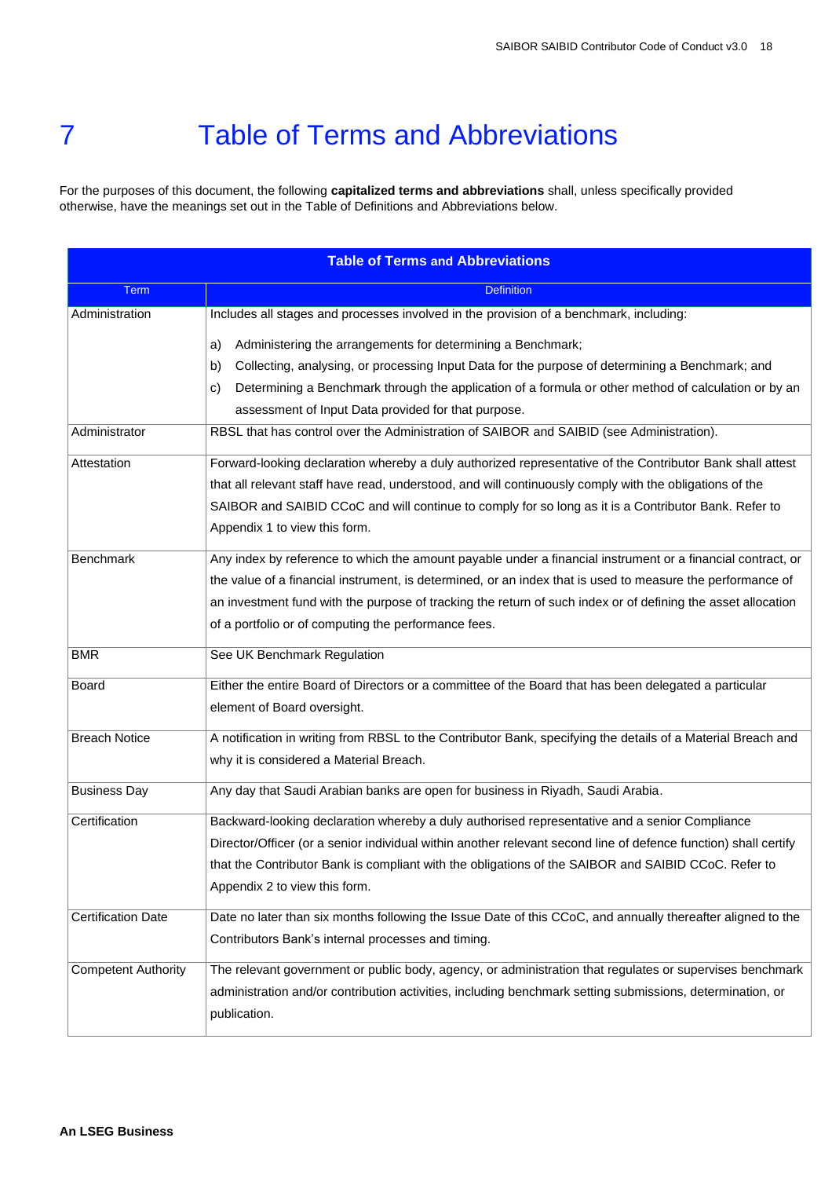# 7 Table of Terms and Abbreviations

For the purposes of this document, the following **capitalized terms and abbreviations** shall, unless specifically provided otherwise, have the meanings set out in the Table of Definitions and Abbreviations below.

| **Table of Terms and Abbreviations** | |
|---|---|
| Term | Definition |
| Administration | Includes all stages and processes involved in the provision of a benchmark, including:<br><br>a) Administering the arrangements for determining a Benchmark;<br>b) Collecting, analysing, or processing Input Data for the purpose of determining a Benchmark; and<br>c) Determining a Benchmark through the application of a formula or other method of calculation or by an assessment of Input Data provided for that purpose. |
| Administrator | RBSL that has control over the Administration of SAIBOR and SAIBID (see Administration). |
| Attestation | Forward-looking declaration whereby a duly authorized representative of the Contributor Bank shall attest that all relevant staff have read, understood, and will continuously comply with the obligations of the SAIBOR and SAIBID CCoC and will continue to comply for so long as it is a Contributor Bank. Refer to Appendix 1 to view this form. |
| Benchmark | Any index by reference to which the amount payable under a financial instrument or a financial contract, or the value of a financial instrument, is determined, or an index that is used to measure the performance of an investment fund with the purpose of tracking the return of such index or of defining the asset allocation of a portfolio or of computing the performance fees. |
| BMR | See UK Benchmark Regulation |
| Board | Either the entire Board of Directors or a committee of the Board that has been delegated a particular element of Board oversight. |
| Breach Notice | A notification in writing from RBSL to the Contributor Bank, specifying the details of a Material Breach and why it is considered a Material Breach. |
| Business Day | Any day that Saudi Arabian banks are open for business in Riyadh, Saudi Arabia. |
| Certification | Backward-looking declaration whereby a duly authorised representative and a senior Compliance Director/Officer (or a senior individual within another relevant second line of defence function) shall certify that the Contributor Bank is compliant with the obligations of the SAIBOR and SAIBID CCoC. Refer to Appendix 2 to view this form. |
| Certification Date | Date no later than six months following the Issue Date of this CCoC, and annually thereafter aligned to the Contributors Bank's internal processes and timing. |
| Competent Authority | The relevant government or public body, agency, or administration that regulates or supervises benchmark administration and/or contribution activities, including benchmark setting submissions, determination, or publication. |

**An LSEG Business**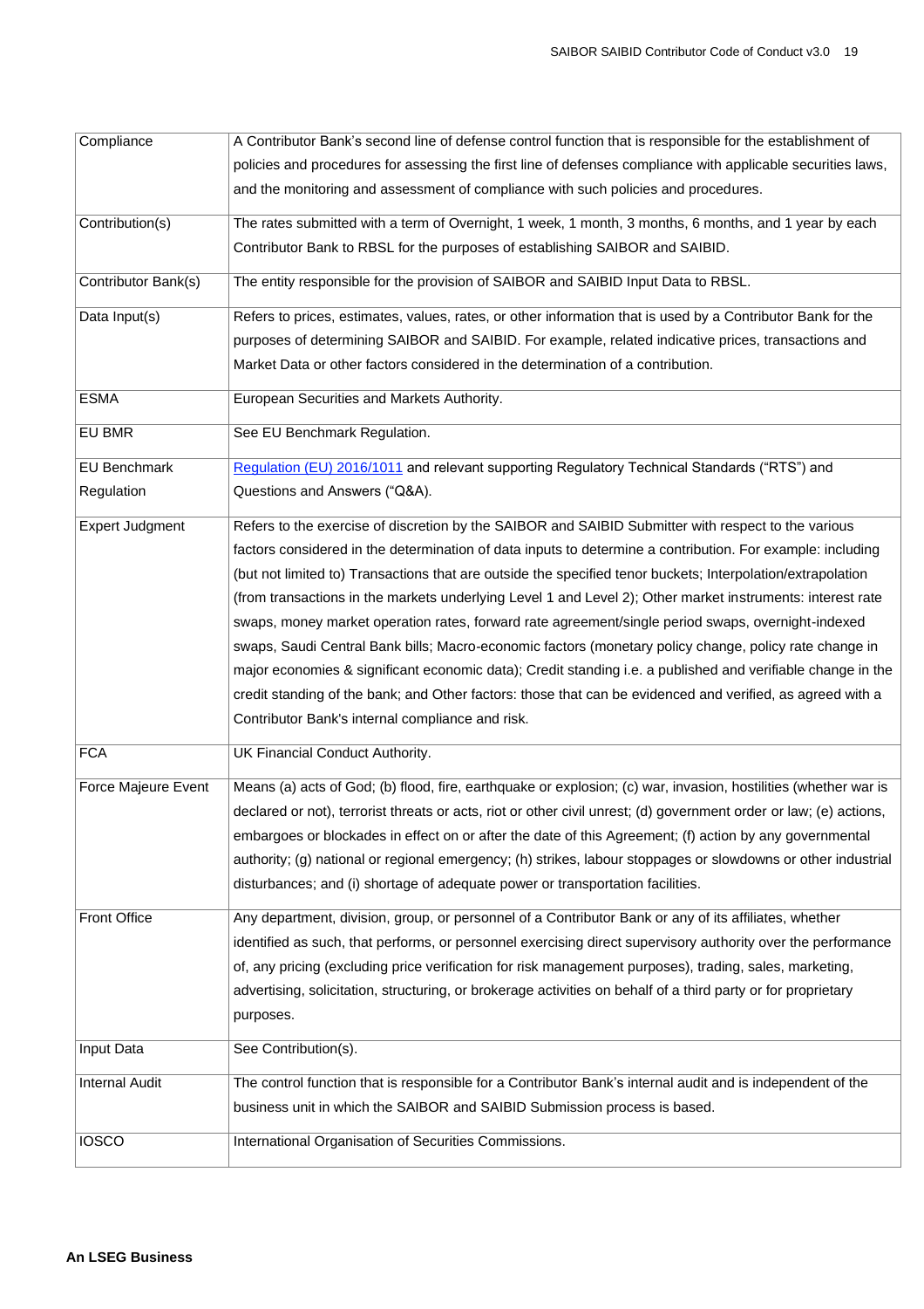| | |
|---|---|
| Compliance | A Contributor Bank's second line of defense control function that is responsible for the establishment of policies and procedures for assessing the first line of defenses compliance with applicable securities laws, and the monitoring and assessment of compliance with such policies and procedures. |
| Contribution(s) | The rates submitted with a term of Overnight, 1 week, 1 month, 3 months, 6 months, and 1 year by each Contributor Bank to RBSL for the purposes of establishing SAIBOR and SAIBID. |
| Contributor Bank(s) | The entity responsible for the provision of SAIBOR and SAIBID Input Data to RBSL. |
| Data Input(s) | Refers to prices, estimates, values, rates, or other information that is used by a Contributor Bank for the purposes of determining SAIBOR and SAIBID. For example, related indicative prices, transactions and Market Data or other factors considered in the determination of a contribution. |
| ESMA | European Securities and Markets Authority. |
| EU BMR | See EU Benchmark Regulation. |
| EU Benchmark Regulation | Regulation (EU) 2016/1011 and relevant supporting Regulatory Technical Standards ("RTS") and Questions and Answers ("Q&A). |
| Expert Judgment | Refers to the exercise of discretion by the SAIBOR and SAIBID Submitter with respect to the various factors considered in the determination of data inputs to determine a contribution. For example: including (but not limited to) Transactions that are outside the specified tenor buckets; Interpolation/extrapolation (from transactions in the markets underlying Level 1 and Level 2); Other market instruments: interest rate swaps, money market operation rates, forward rate agreement/single period swaps, overnight-indexed swaps, Saudi Central Bank bills; Macro-economic factors (monetary policy change, policy rate change in major economies & significant economic data); Credit standing i.e. a published and verifiable change in the credit standing of the bank; and Other factors: those that can be evidenced and verified, as agreed with a Contributor Bank's internal compliance and risk. |
| FCA | UK Financial Conduct Authority. |
| Force Majeure Event | Means (a) acts of God; (b) flood, fire, earthquake or explosion; (c) war, invasion, hostilities (whether war is declared or not), terrorist threats or acts, riot or other civil unrest; (d) government order or law; (e) actions, embargoes or blockades in effect on or after the date of this Agreement; (f) action by any governmental authority; (g) national or regional emergency; (h) strikes, labour stoppages or slowdowns or other industrial disturbances; and (i) shortage of adequate power or transportation facilities. |
| Front Office | Any department, division, group, or personnel of a Contributor Bank or any of its affiliates, whether identified as such, that performs, or personnel exercising direct supervisory authority over the performance of, any pricing (excluding price verification for risk management purposes), trading, sales, marketing, advertising, solicitation, structuring, or brokerage activities on behalf of a third party or for proprietary purposes. |
| Input Data | See Contribution(s). |
| Internal Audit | The control function that is responsible for a Contributor Bank's internal audit and is independent of the business unit in which the SAIBOR and SAIBID Submission process is based. |
| IOSCO | International Organisation of Securities Commissions. |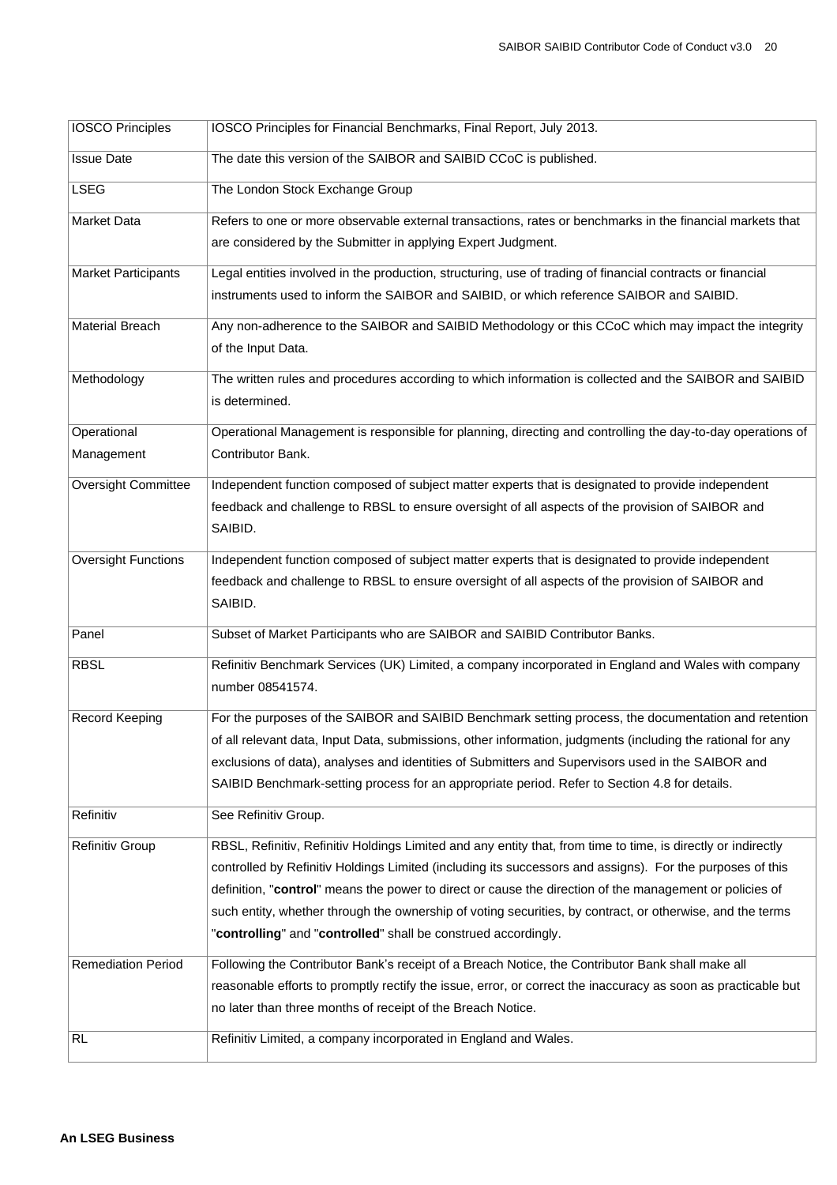| IOSCO Principles | IOSCO Principles for Financial Benchmarks, Final Report, July 2013. |
|---|---|
| Issue Date | The date this version of the SAIBOR and SAIBID CCoC is published. |
| LSEG | The London Stock Exchange Group |
| Market Data | Refers to one or more observable external transactions, rates or benchmarks in the financial markets that are considered by the Submitter in applying Expert Judgment. |
| Market Participants | Legal entities involved in the production, structuring, use of trading of financial contracts or financial instruments used to inform the SAIBOR and SAIBID, or which reference SAIBOR and SAIBID. |
| Material Breach | Any non-adherence to the SAIBOR and SAIBID Methodology or this CCoC which may impact the integrity of the Input Data. |
| Methodology | The written rules and procedures according to which information is collected and the SAIBOR and SAIBID is determined. |
| Operational Management | Operational Management is responsible for planning, directing and controlling the day-to-day operations of Contributor Bank. |
| Oversight Committee | Independent function composed of subject matter experts that is designated to provide independent feedback and challenge to RBSL to ensure oversight of all aspects of the provision of SAIBOR and SAIBID. |
| Oversight Functions | Independent function composed of subject matter experts that is designated to provide independent feedback and challenge to RBSL to ensure oversight of all aspects of the provision of SAIBOR and SAIBID. |
| Panel | Subset of Market Participants who are SAIBOR and SAIBID Contributor Banks. |
| RBSL | Refinitiv Benchmark Services (UK) Limited, a company incorporated in England and Wales with company number 08541574. |
| Record Keeping | For the purposes of the SAIBOR and SAIBID Benchmark setting process, the documentation and retention of all relevant data, Input Data, submissions, other information, judgments (including the rational for any exclusions of data), analyses and identities of Submitters and Supervisors used in the SAIBOR and SAIBID Benchmark-setting process for an appropriate period. Refer to Section 4.8 for details. |
| Refinitiv | See Refinitiv Group. |
| Refinitiv Group | RBSL, Refinitiv, Refinitiv Holdings Limited and any entity that, from time to time, is directly or indirectly controlled by Refinitiv Holdings Limited (including its successors and assigns). For the purposes of this definition, "**control**" means the power to direct or cause the direction of the management or policies of such entity, whether through the ownership of voting securities, by contract, or otherwise, and the terms "**controlling**" and "**controlled**" shall be construed accordingly. |
| Remediation Period | Following the Contributor Bank's receipt of a Breach Notice, the Contributor Bank shall make all reasonable efforts to promptly rectify the issue, error, or correct the inaccuracy as soon as practicable but no later than three months of receipt of the Breach Notice. |
| RL | Refinitiv Limited, a company incorporated in England and Wales. |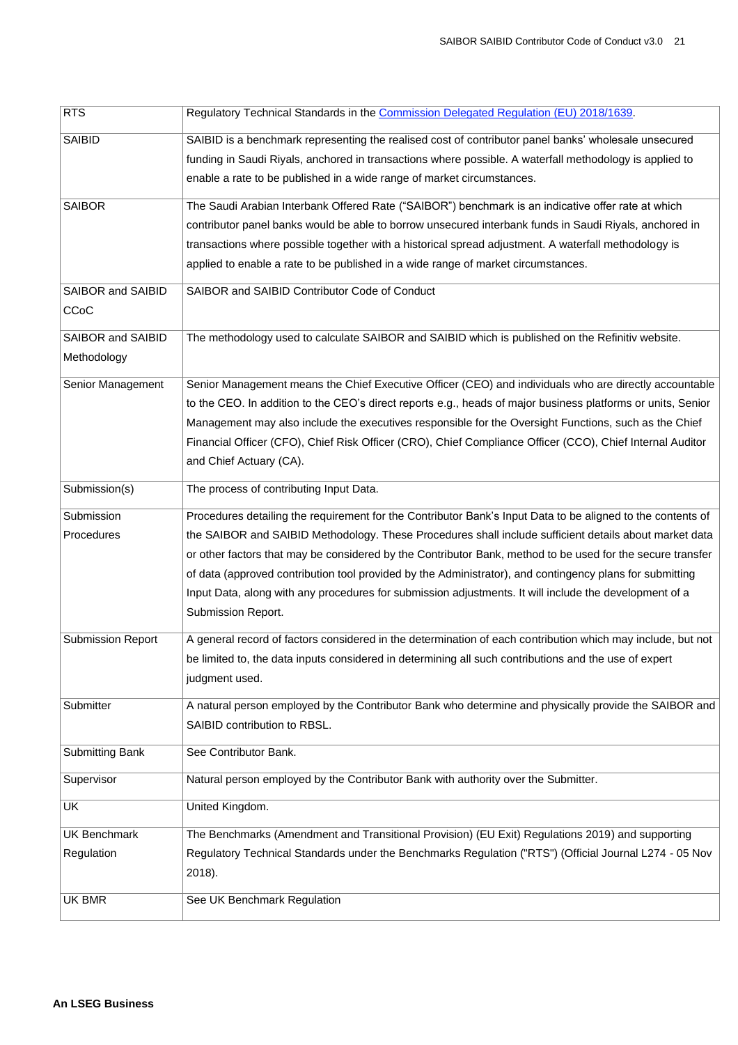| RTS | Regulatory Technical Standards in the [Commission Delegated Regulation (EU) 2018/1639](). |
|---|---|
| SAIBID | SAIBID is a benchmark representing the realised cost of contributor panel banks' wholesale unsecured funding in Saudi Riyals, anchored in transactions where possible. A waterfall methodology is applied to enable a rate to be published in a wide range of market circumstances. |
| SAIBOR | The Saudi Arabian Interbank Offered Rate ("SAIBOR") benchmark is an indicative offer rate at which contributor panel banks would be able to borrow unsecured interbank funds in Saudi Riyals, anchored in transactions where possible together with a historical spread adjustment. A waterfall methodology is applied to enable a rate to be published in a wide range of market circumstances. |
| SAIBOR and SAIBID CCoC | SAIBOR and SAIBID Contributor Code of Conduct |
| SAIBOR and SAIBID Methodology | The methodology used to calculate SAIBOR and SAIBID which is published on the Refinitiv website. |
| Senior Management | Senior Management means the Chief Executive Officer (CEO) and individuals who are directly accountable to the CEO. In addition to the CEO's direct reports e.g., heads of major business platforms or units, Senior Management may also include the executives responsible for the Oversight Functions, such as the Chief Financial Officer (CFO), Chief Risk Officer (CRO), Chief Compliance Officer (CCO), Chief Internal Auditor and Chief Actuary (CA). |
| Submission(s) | The process of contributing Input Data. |
| Submission Procedures | Procedures detailing the requirement for the Contributor Bank's Input Data to be aligned to the contents of the SAIBOR and SAIBID Methodology. These Procedures shall include sufficient details about market data or other factors that may be considered by the Contributor Bank, method to be used for the secure transfer of data (approved contribution tool provided by the Administrator), and contingency plans for submitting Input Data, along with any procedures for submission adjustments. It will include the development of a Submission Report. |
| Submission Report | A general record of factors considered in the determination of each contribution which may include, but not be limited to, the data inputs considered in determining all such contributions and the use of expert judgment used. |
| Submitter | A natural person employed by the Contributor Bank who determine and physically provide the SAIBOR and SAIBID contribution to RBSL. |
| Submitting Bank | See Contributor Bank. |
| Supervisor | Natural person employed by the Contributor Bank with authority over the Submitter. |
| UK | United Kingdom. |
| UK Benchmark Regulation | The Benchmarks (Amendment and Transitional Provision) (EU Exit) Regulations 2019) and supporting Regulatory Technical Standards under the Benchmarks Regulation ("RTS") (Official Journal L274 - 05 Nov 2018). |
| UK BMR | See UK Benchmark Regulation |

**An LSEG Business**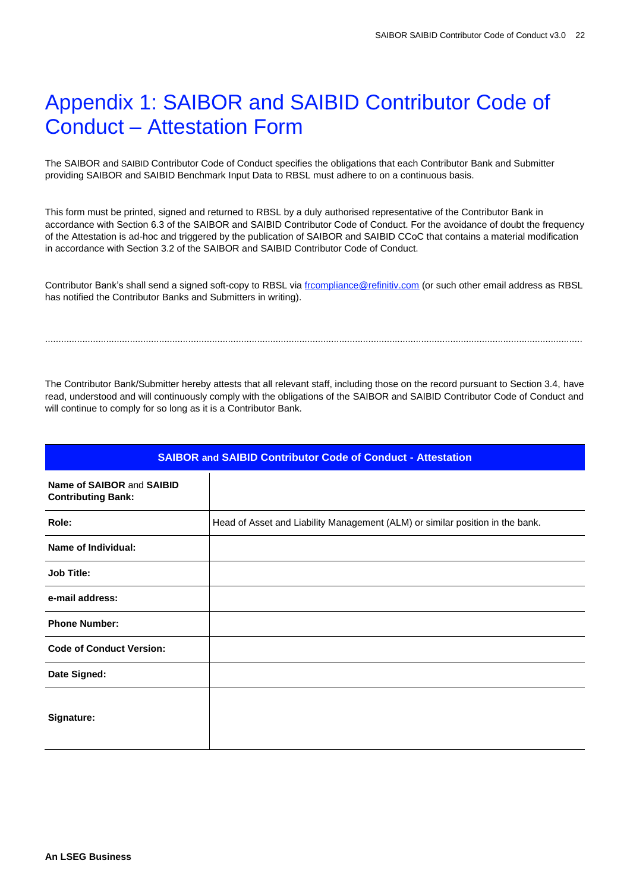# Appendix 1: SAIBOR and SAIBID Contributor Code of Conduct – Attestation Form

The SAIBOR and SAIBID Contributor Code of Conduct specifies the obligations that each Contributor Bank and Submitter providing SAIBOR and SAIBID Benchmark Input Data to RBSL must adhere to on a continuous basis.

This form must be printed, signed and returned to RBSL by a duly authorised representative of the Contributor Bank in accordance with Section 6.3 of the SAIBOR and SAIBID Contributor Code of Conduct. For the avoidance of doubt the frequency of the Attestation is ad-hoc and triggered by the publication of SAIBOR and SAIBID CCoC that contains a material modification in accordance with Section 3.2 of the SAIBOR and SAIBID Contributor Code of Conduct.

Contributor Bank's shall send a signed soft-copy to RBSL via frcompliance@refinitiv.com (or such other email address as RBSL has notified the Contributor Banks and Submitters in writing).

.....................................................................................................................................................................................

The Contributor Bank/Submitter hereby attests that all relevant staff, including those on the record pursuant to Section 3.4, have read, understood and will continuously comply with the obligations of the SAIBOR and SAIBID Contributor Code of Conduct and will continue to comply for so long as it is a Contributor Bank.

| **SAIBOR and SAIBID Contributor Code of Conduct - Attestation** | |
|---|---|
| **Name of SAIBOR and SAIBID Contributing Bank:** | |
| **Role:** | Head of Asset and Liability Management (ALM) or similar position in the bank. |
| **Name of Individual:** | |
| **Job Title:** | |
| **e-mail address:** | |
| **Phone Number:** | |
| **Code of Conduct Version:** | |
| **Date Signed:** | |
| **Signature:** | |

**An LSEG Business**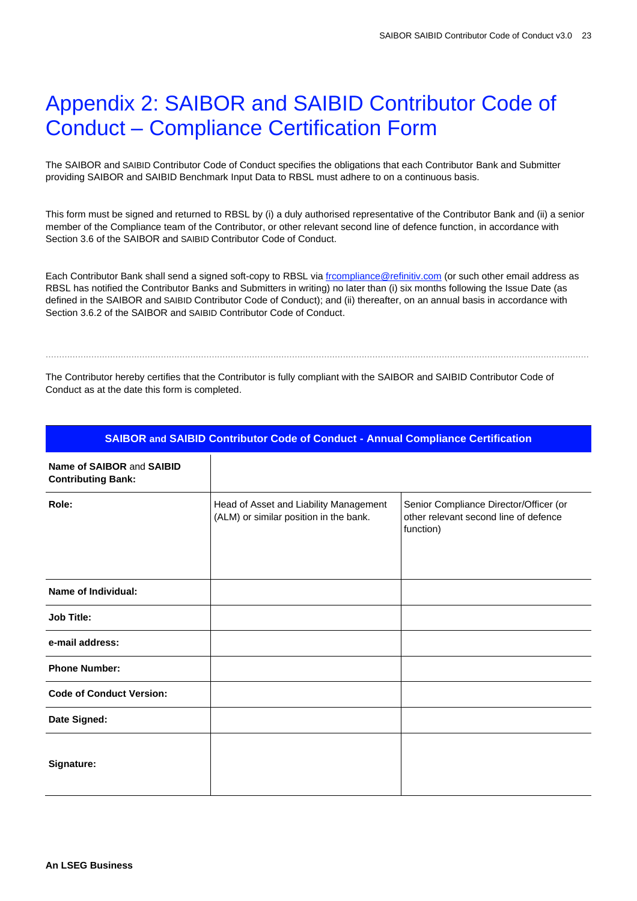# Appendix 2: SAIBOR and SAIBID Contributor Code of Conduct – Compliance Certification Form

The SAIBOR and SAIBID Contributor Code of Conduct specifies the obligations that each Contributor Bank and Submitter providing SAIBOR and SAIBID Benchmark Input Data to RBSL must adhere to on a continuous basis.

This form must be signed and returned to RBSL by (i) a duly authorised representative of the Contributor Bank and (ii) a senior member of the Compliance team of the Contributor, or other relevant second line of defence function, in accordance with Section 3.6 of the SAIBOR and SAIBID Contributor Code of Conduct.

Each Contributor Bank shall send a signed soft-copy to RBSL via frcompliance@refinitiv.com (or such other email address as RBSL has notified the Contributor Banks and Submitters in writing) no later than (i) six months following the Issue Date (as defined in the SAIBOR and SAIBID Contributor Code of Conduct); and (ii) thereafter, on an annual basis in accordance with Section 3.6.2 of the SAIBOR and SAIBID Contributor Code of Conduct.

---

The Contributor hereby certifies that the Contributor is fully compliant with the SAIBOR and SAIBID Contributor Code of Conduct as at the date this form is completed.

| SAIBOR and SAIBID Contributor Code of Conduct - Annual Compliance Certification | | |
|---|---|---|
| **Name of SAIBOR and SAIBID Contributing Bank:** | | |
| **Role:** | Head of Asset and Liability Management (ALM) or similar position in the bank. | Senior Compliance Director/Officer (or other relevant second line of defence function) |
| **Name of Individual:** | | |
| **Job Title:** | | |
| **e-mail address:** | | |
| **Phone Number:** | | |
| **Code of Conduct Version:** | | |
| **Date Signed:** | | |
| **Signature:** | | |

**An LSEG Business**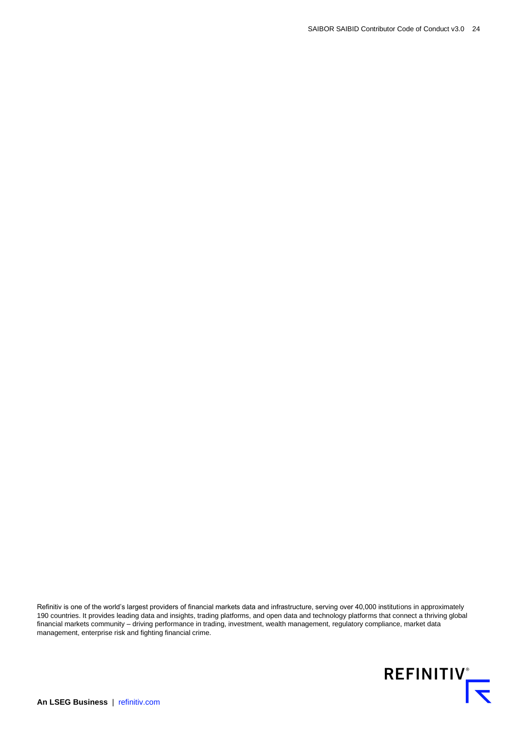Refinitiv is one of the world's largest providers of financial markets data and infrastructure, serving over 40,000 institutions in approximately 190 countries. It provides leading data and insights, trading platforms, and open data and technology platforms that connect a thriving global financial markets community – driving performance in trading, investment, wealth management, regulatory compliance, market data management, enterprise risk and fighting financial crime.

REFINITIV®

**An LSEG Business** | refinitiv.com